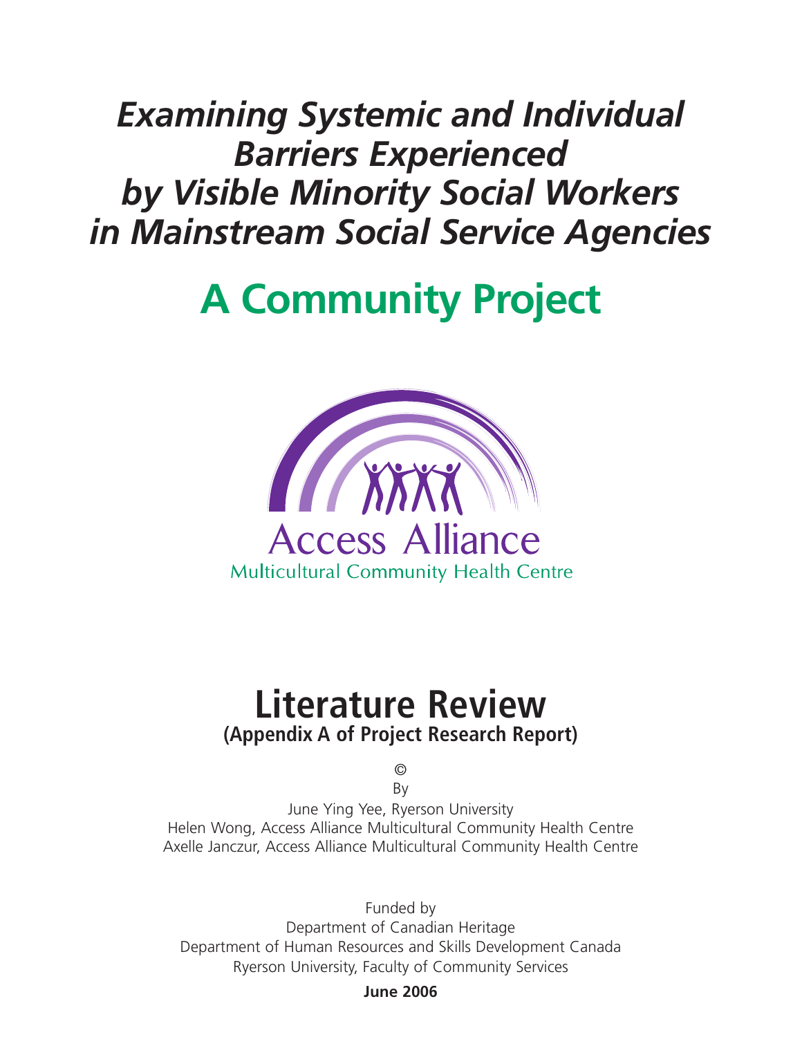# *Examining Systemic and Individual Barriers Experienced by Visible Minority Social Workers in Mainstream Social Service Agencies*

# A Community Project

Access Alliance
Multicultural Community Health Centre

## Literature Review

**(Appendix A of Project Research Report)**

©

By

June Ying Yee, Ryerson University
Helen Wong, Access Alliance Multicultural Community Health Centre
Axelle Janczur, Access Alliance Multicultural Community Health Centre

Funded by
Department of Canadian Heritage
Department of Human Resources and Skills Development Canada
Ryerson University, Faculty of Community Services

**June 2006**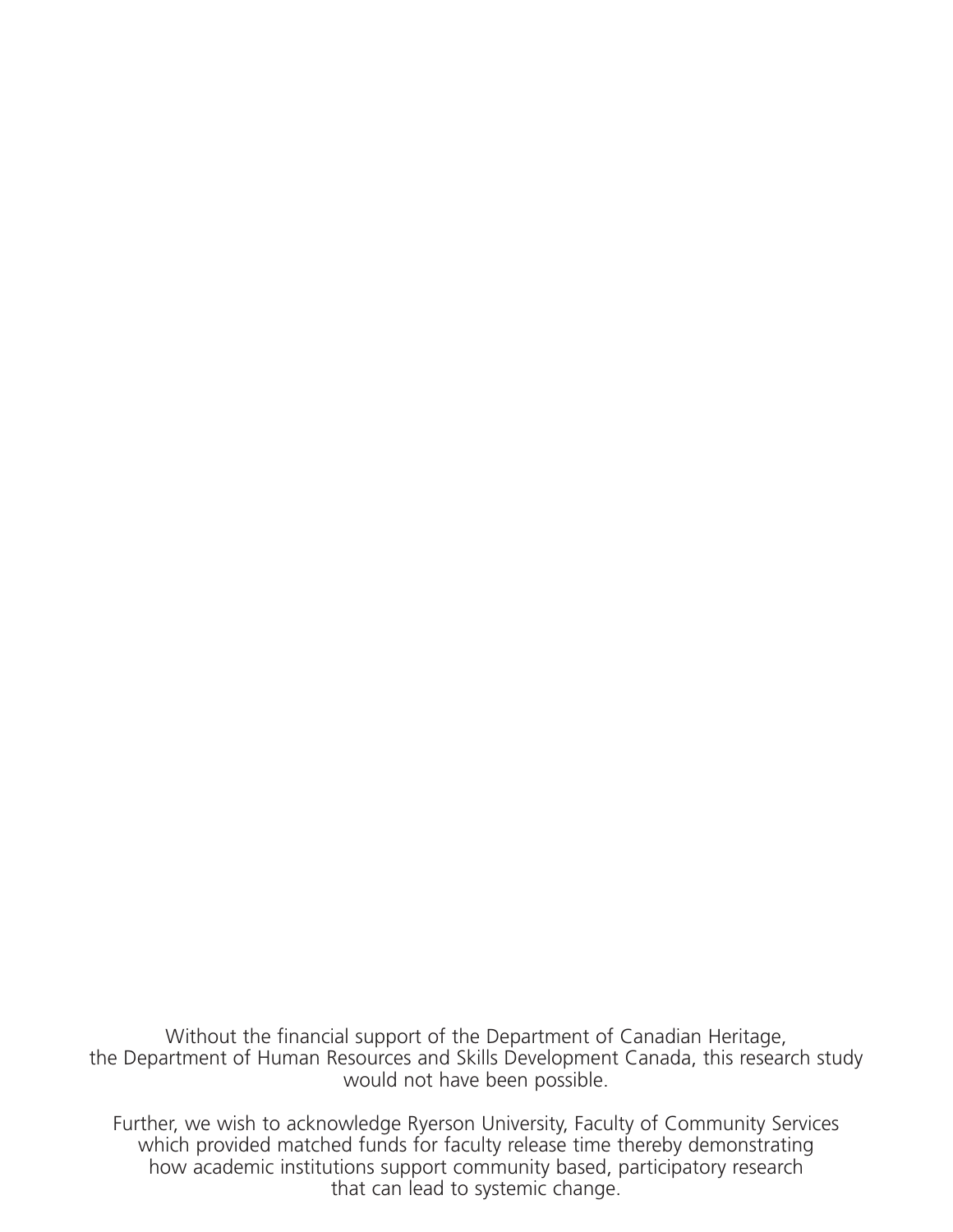Without the financial support of the Department of Canadian Heritage, the Department of Human Resources and Skills Development Canada, this research study would not have been possible.

Further, we wish to acknowledge Ryerson University, Faculty of Community Services which provided matched funds for faculty release time thereby demonstrating how academic institutions support community based, participatory research that can lead to systemic change.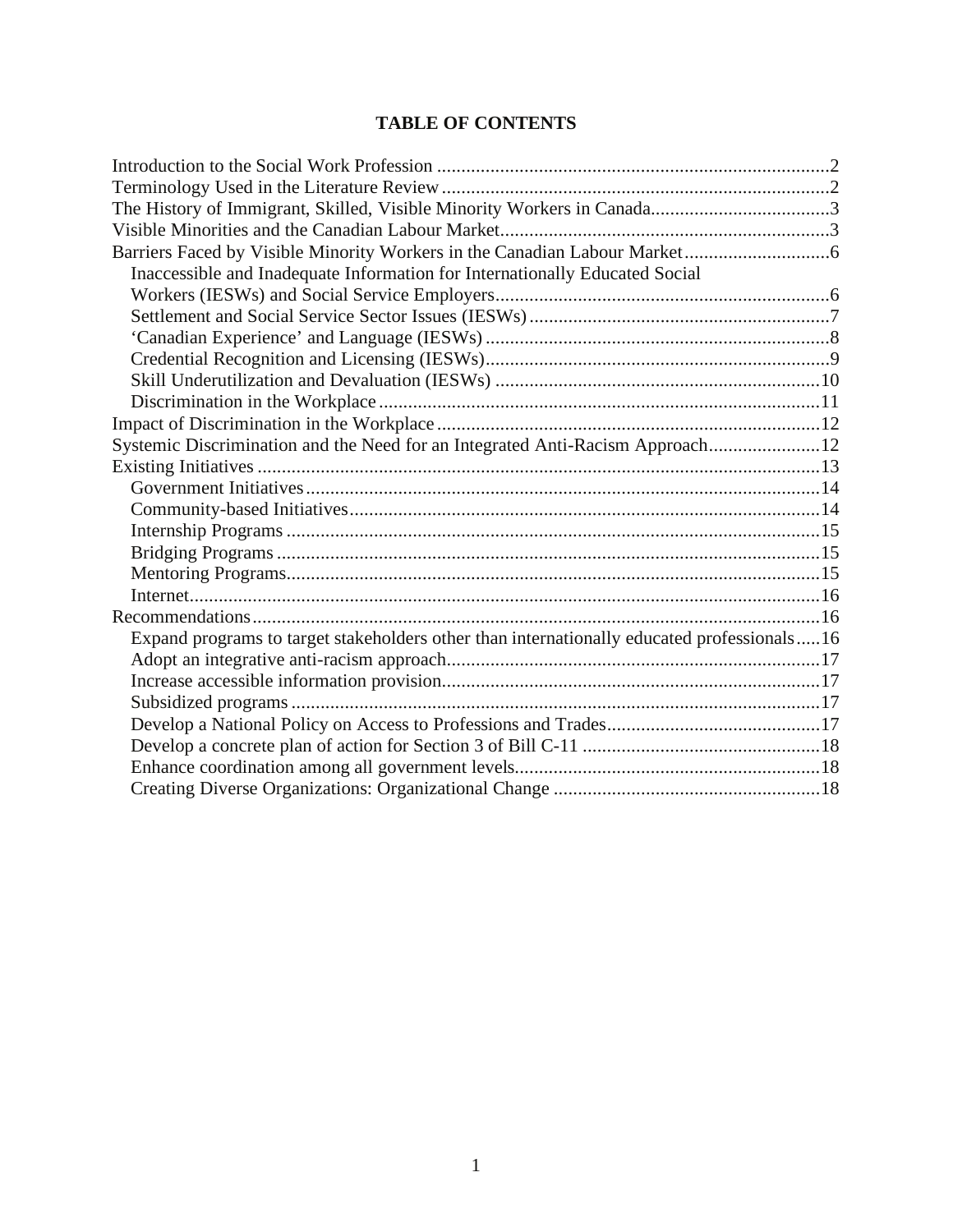## TABLE OF CONTENTS

- Introduction to the Social Work Profession ....2
- Terminology Used in the Literature Review ....2
- The History of Immigrant, Skilled, Visible Minority Workers in Canada....3
- Visible Minorities and the Canadian Labour Market....3
- Barriers Faced by Visible Minority Workers in the Canadian Labour Market....6
  - Inaccessible and Inadequate Information for Internationally Educated Social Workers (IESWs) and Social Service Employers....6
  - Settlement and Social Service Sector Issues (IESWs)....7
  - 'Canadian Experience' and Language (IESWs)....8
  - Credential Recognition and Licensing (IESWs)....9
  - Skill Underutilization and Devaluation (IESWs)....10
  - Discrimination in the Workplace....11
- Impact of Discrimination in the Workplace....12
- Systemic Discrimination and the Need for an Integrated Anti-Racism Approach....12
- Existing Initiatives....13
  - Government Initiatives....14
  - Community-based Initiatives....14
  - Internship Programs....15
  - Bridging Programs....15
  - Mentoring Programs....15
  - Internet....16
- Recommendations....16
  - Expand programs to target stakeholders other than internationally educated professionals....16
  - Adopt an integrative anti-racism approach....17
  - Increase accessible information provision....17
  - Subsidized programs....17
  - Develop a National Policy on Access to Professions and Trades....17
  - Develop a concrete plan of action for Section 3 of Bill C-11....18
  - Enhance coordination among all government levels....18
  - Creating Diverse Organizations: Organizational Change....18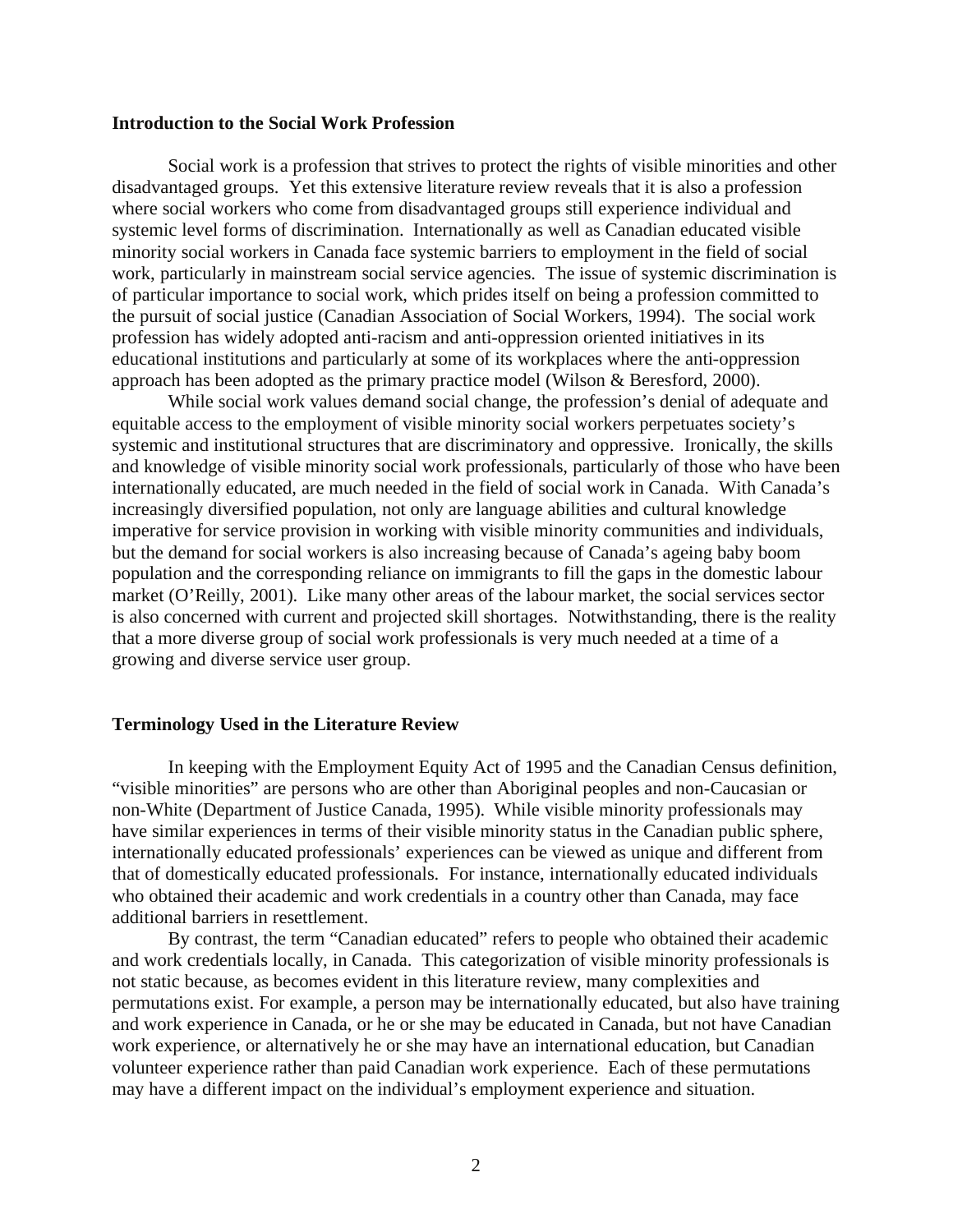## Introduction to the Social Work Profession

Social work is a profession that strives to protect the rights of visible minorities and other disadvantaged groups. Yet this extensive literature review reveals that it is also a profession where social workers who come from disadvantaged groups still experience individual and systemic level forms of discrimination. Internationally as well as Canadian educated visible minority social workers in Canada face systemic barriers to employment in the field of social work, particularly in mainstream social service agencies. The issue of systemic discrimination is of particular importance to social work, which prides itself on being a profession committed to the pursuit of social justice (Canadian Association of Social Workers, 1994). The social work profession has widely adopted anti-racism and anti-oppression oriented initiatives in its educational institutions and particularly at some of its workplaces where the anti-oppression approach has been adopted as the primary practice model (Wilson & Beresford, 2000).

While social work values demand social change, the profession's denial of adequate and equitable access to the employment of visible minority social workers perpetuates society's systemic and institutional structures that are discriminatory and oppressive. Ironically, the skills and knowledge of visible minority social work professionals, particularly of those who have been internationally educated, are much needed in the field of social work in Canada. With Canada's increasingly diversified population, not only are language abilities and cultural knowledge imperative for service provision in working with visible minority communities and individuals, but the demand for social workers is also increasing because of Canada's ageing baby boom population and the corresponding reliance on immigrants to fill the gaps in the domestic labour market (O'Reilly, 2001). Like many other areas of the labour market, the social services sector is also concerned with current and projected skill shortages. Notwithstanding, there is the reality that a more diverse group of social work professionals is very much needed at a time of a growing and diverse service user group.

## Terminology Used in the Literature Review

In keeping with the Employment Equity Act of 1995 and the Canadian Census definition, "visible minorities" are persons who are other than Aboriginal peoples and non-Caucasian or non-White (Department of Justice Canada, 1995). While visible minority professionals may have similar experiences in terms of their visible minority status in the Canadian public sphere, internationally educated professionals' experiences can be viewed as unique and different from that of domestically educated professionals. For instance, internationally educated individuals who obtained their academic and work credentials in a country other than Canada, may face additional barriers in resettlement.

By contrast, the term "Canadian educated" refers to people who obtained their academic and work credentials locally, in Canada. This categorization of visible minority professionals is not static because, as becomes evident in this literature review, many complexities and permutations exist. For example, a person may be internationally educated, but also have training and work experience in Canada, or he or she may be educated in Canada, but not have Canadian work experience, or alternatively he or she may have an international education, but Canadian volunteer experience rather than paid Canadian work experience. Each of these permutations may have a different impact on the individual's employment experience and situation.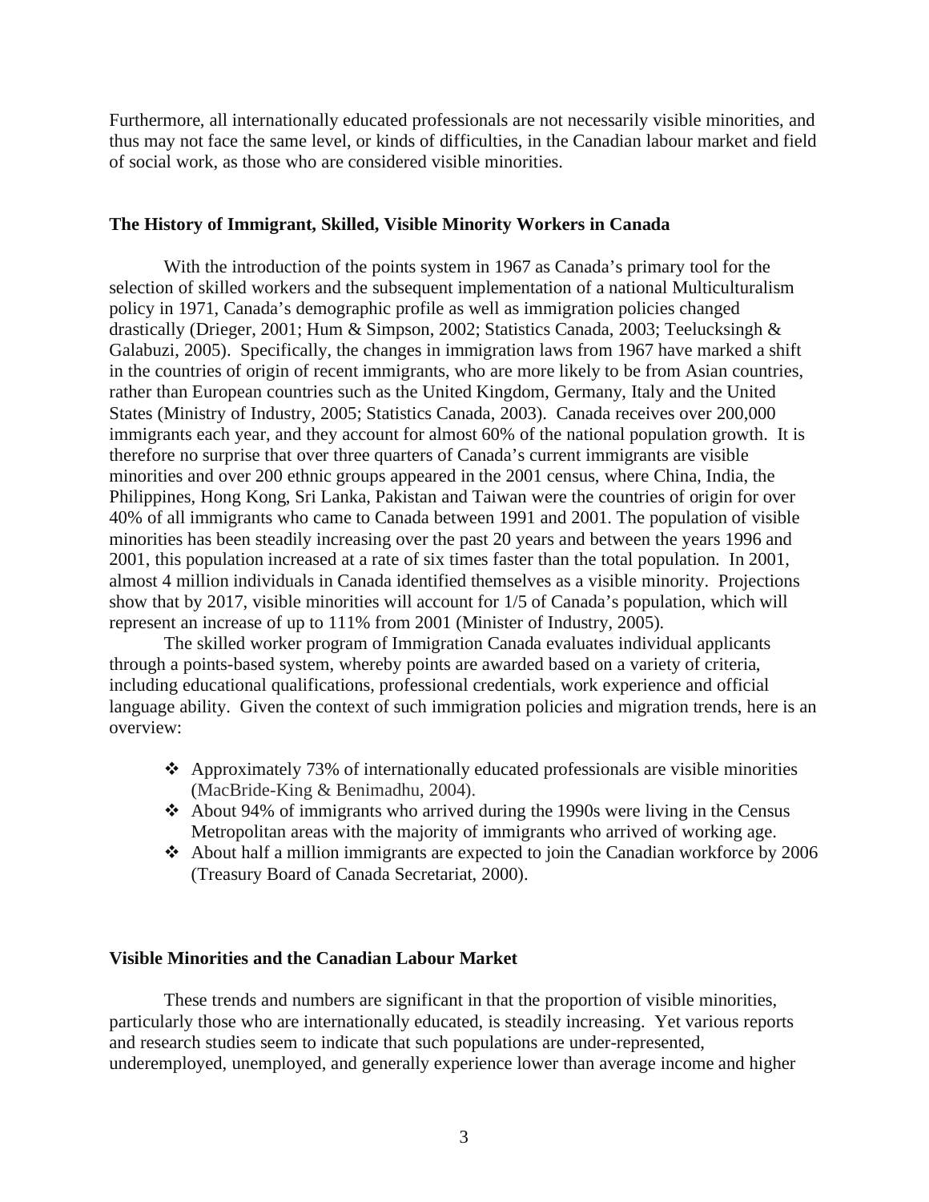Furthermore, all internationally educated professionals are not necessarily visible minorities, and thus may not face the same level, or kinds of difficulties, in the Canadian labour market and field of social work, as those who are considered visible minorities.

### The History of Immigrant, Skilled, Visible Minority Workers in Canada

With the introduction of the points system in 1967 as Canada's primary tool for the selection of skilled workers and the subsequent implementation of a national Multiculturalism policy in 1971, Canada's demographic profile as well as immigration policies changed drastically (Drieger, 2001; Hum & Simpson, 2002; Statistics Canada, 2003; Teelucksingh & Galabuzi, 2005). Specifically, the changes in immigration laws from 1967 have marked a shift in the countries of origin of recent immigrants, who are more likely to be from Asian countries, rather than European countries such as the United Kingdom, Germany, Italy and the United States (Ministry of Industry, 2005; Statistics Canada, 2003). Canada receives over 200,000 immigrants each year, and they account for almost 60% of the national population growth. It is therefore no surprise that over three quarters of Canada's current immigrants are visible minorities and over 200 ethnic groups appeared in the 2001 census, where China, India, the Philippines, Hong Kong, Sri Lanka, Pakistan and Taiwan were the countries of origin for over 40% of all immigrants who came to Canada between 1991 and 2001. The population of visible minorities has been steadily increasing over the past 20 years and between the years 1996 and 2001, this population increased at a rate of six times faster than the total population. In 2001, almost 4 million individuals in Canada identified themselves as a visible minority. Projections show that by 2017, visible minorities will account for 1/5 of Canada's population, which will represent an increase of up to 111% from 2001 (Minister of Industry, 2005).

The skilled worker program of Immigration Canada evaluates individual applicants through a points-based system, whereby points are awarded based on a variety of criteria, including educational qualifications, professional credentials, work experience and official language ability. Given the context of such immigration policies and migration trends, here is an overview:

- Approximately 73% of internationally educated professionals are visible minorities (MacBride-King & Benimadhu, 2004).
- About 94% of immigrants who arrived during the 1990s were living in the Census Metropolitan areas with the majority of immigrants who arrived of working age.
- About half a million immigrants are expected to join the Canadian workforce by 2006 (Treasury Board of Canada Secretariat, 2000).

### Visible Minorities and the Canadian Labour Market

These trends and numbers are significant in that the proportion of visible minorities, particularly those who are internationally educated, is steadily increasing. Yet various reports and research studies seem to indicate that such populations are under-represented, underemployed, unemployed, and generally experience lower than average income and higher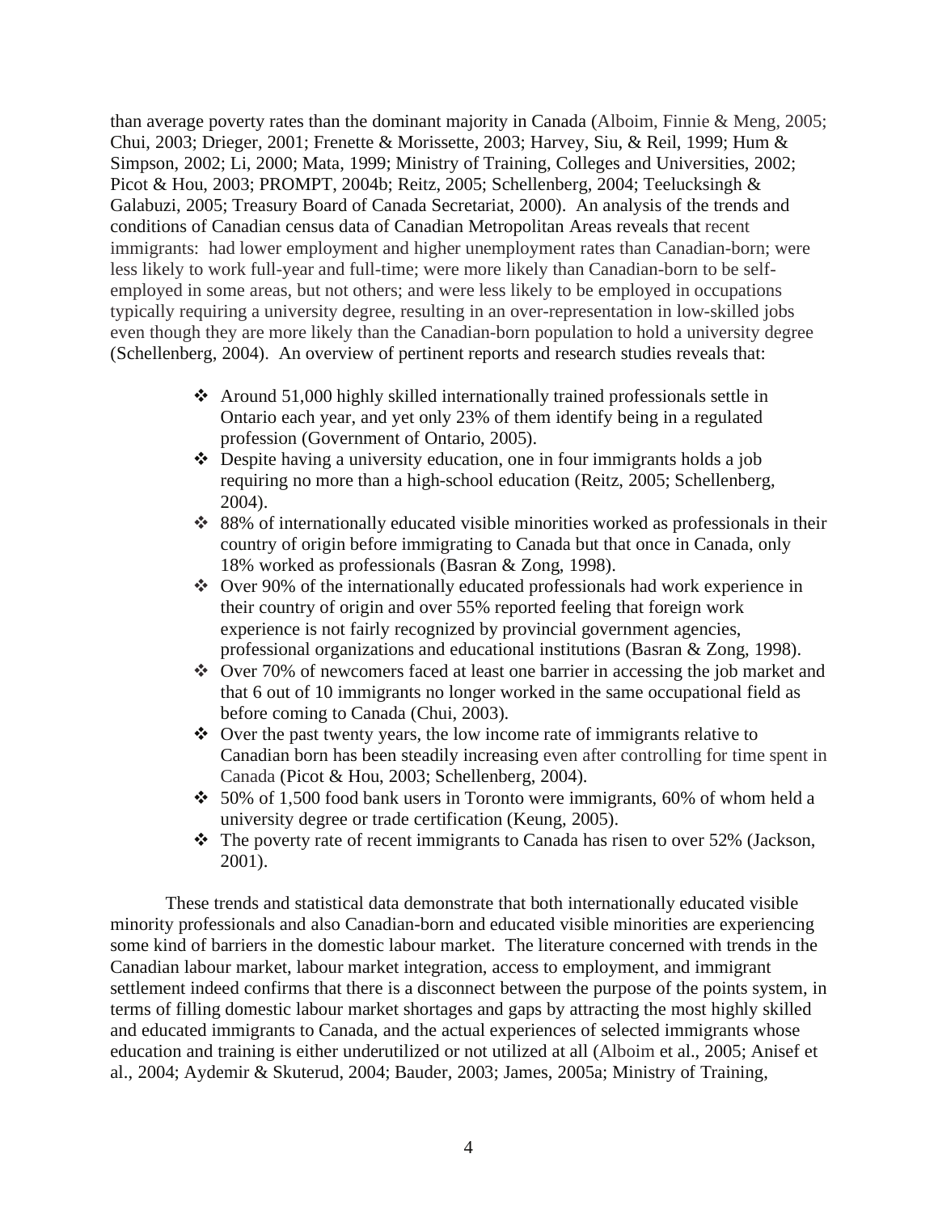than average poverty rates than the dominant majority in Canada (Alboim, Finnie & Meng, 2005; Chui, 2003; Drieger, 2001; Frenette & Morissette, 2003; Harvey, Siu, & Reil, 1999; Hum & Simpson, 2002; Li, 2000; Mata, 1999; Ministry of Training, Colleges and Universities, 2002; Picot & Hou, 2003; PROMPT, 2004b; Reitz, 2005; Schellenberg, 2004; Teelucksingh & Galabuzi, 2005; Treasury Board of Canada Secretariat, 2000). An analysis of the trends and conditions of Canadian census data of Canadian Metropolitan Areas reveals that recent immigrants: had lower employment and higher unemployment rates than Canadian-born; were less likely to work full-year and full-time; were more likely than Canadian-born to be self-employed in some areas, but not others; and were less likely to be employed in occupations typically requiring a university degree, resulting in an over-representation in low-skilled jobs even though they are more likely than the Canadian-born population to hold a university degree (Schellenberg, 2004). An overview of pertinent reports and research studies reveals that:

- Around 51,000 highly skilled internationally trained professionals settle in Ontario each year, and yet only 23% of them identify being in a regulated profession (Government of Ontario, 2005).
- Despite having a university education, one in four immigrants holds a job requiring no more than a high-school education (Reitz, 2005; Schellenberg, 2004).
- 88% of internationally educated visible minorities worked as professionals in their country of origin before immigrating to Canada but that once in Canada, only 18% worked as professionals (Basran & Zong, 1998).
- Over 90% of the internationally educated professionals had work experience in their country of origin and over 55% reported feeling that foreign work experience is not fairly recognized by provincial government agencies, professional organizations and educational institutions (Basran & Zong, 1998).
- Over 70% of newcomers faced at least one barrier in accessing the job market and that 6 out of 10 immigrants no longer worked in the same occupational field as before coming to Canada (Chui, 2003).
- Over the past twenty years, the low income rate of immigrants relative to Canadian born has been steadily increasing even after controlling for time spent in Canada (Picot & Hou, 2003; Schellenberg, 2004).
- 50% of 1,500 food bank users in Toronto were immigrants, 60% of whom held a university degree or trade certification (Keung, 2005).
- The poverty rate of recent immigrants to Canada has risen to over 52% (Jackson, 2001).

These trends and statistical data demonstrate that both internationally educated visible minority professionals and also Canadian-born and educated visible minorities are experiencing some kind of barriers in the domestic labour market. The literature concerned with trends in the Canadian labour market, labour market integration, access to employment, and immigrant settlement indeed confirms that there is a disconnect between the purpose of the points system, in terms of filling domestic labour market shortages and gaps by attracting the most highly skilled and educated immigrants to Canada, and the actual experiences of selected immigrants whose education and training is either underutilized or not utilized at all (Alboim et al., 2005; Anisef et al., 2004; Aydemir & Skuterud, 2004; Bauder, 2003; James, 2005a; Ministry of Training,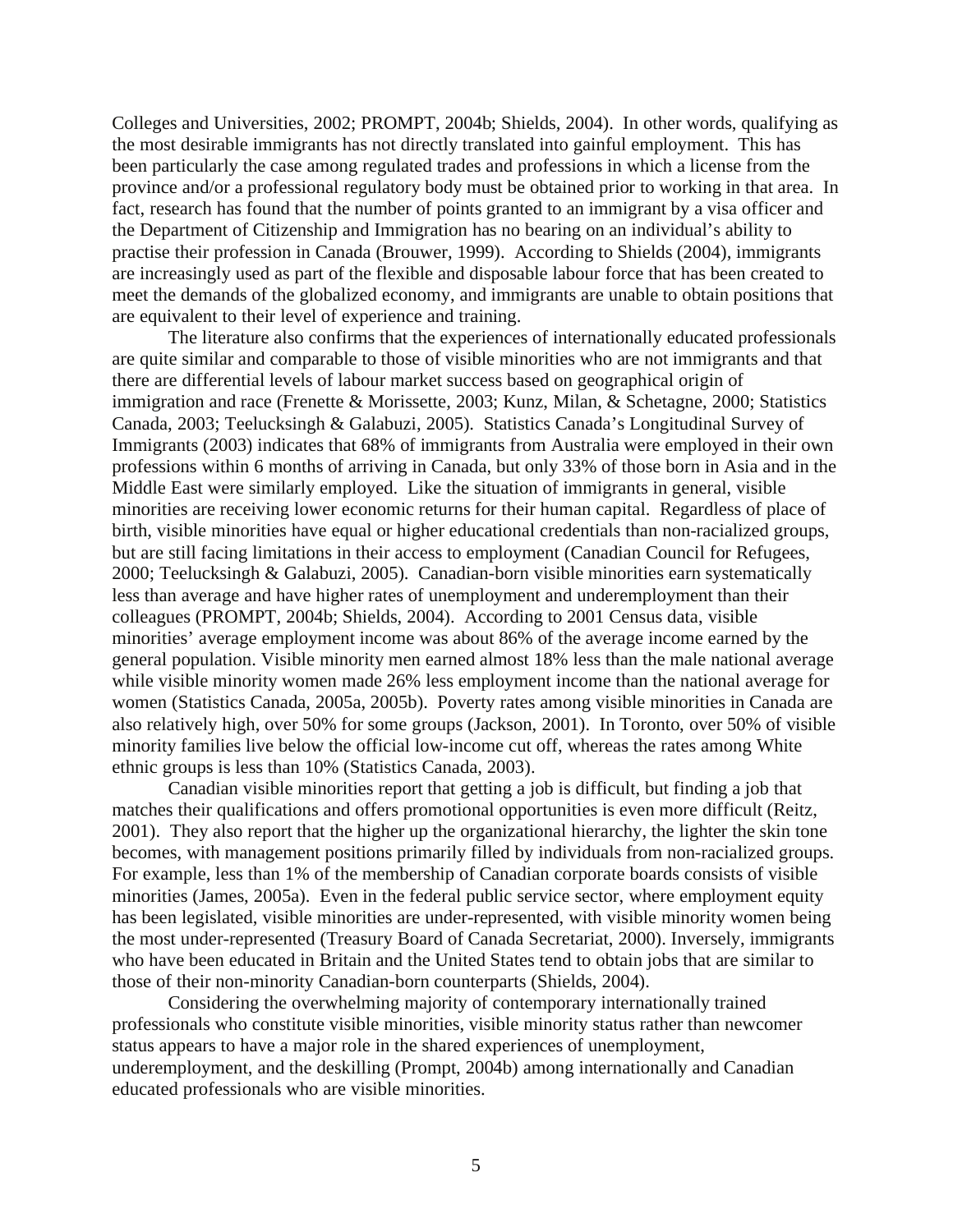Colleges and Universities, 2002; PROMPT, 2004b; Shields, 2004). In other words, qualifying as the most desirable immigrants has not directly translated into gainful employment. This has been particularly the case among regulated trades and professions in which a license from the province and/or a professional regulatory body must be obtained prior to working in that area. In fact, research has found that the number of points granted to an immigrant by a visa officer and the Department of Citizenship and Immigration has no bearing on an individual's ability to practise their profession in Canada (Brouwer, 1999). According to Shields (2004), immigrants are increasingly used as part of the flexible and disposable labour force that has been created to meet the demands of the globalized economy, and immigrants are unable to obtain positions that are equivalent to their level of experience and training.

The literature also confirms that the experiences of internationally educated professionals are quite similar and comparable to those of visible minorities who are not immigrants and that there are differential levels of labour market success based on geographical origin of immigration and race (Frenette & Morissette, 2003; Kunz, Milan, & Schetagne, 2000; Statistics Canada, 2003; Teelucksingh & Galabuzi, 2005). Statistics Canada's Longitudinal Survey of Immigrants (2003) indicates that 68% of immigrants from Australia were employed in their own professions within 6 months of arriving in Canada, but only 33% of those born in Asia and in the Middle East were similarly employed. Like the situation of immigrants in general, visible minorities are receiving lower economic returns for their human capital. Regardless of place of birth, visible minorities have equal or higher educational credentials than non-racialized groups, but are still facing limitations in their access to employment (Canadian Council for Refugees, 2000; Teelucksingh & Galabuzi, 2005). Canadian-born visible minorities earn systematically less than average and have higher rates of unemployment and underemployment than their colleagues (PROMPT, 2004b; Shields, 2004). According to 2001 Census data, visible minorities' average employment income was about 86% of the average income earned by the general population. Visible minority men earned almost 18% less than the male national average while visible minority women made 26% less employment income than the national average for women (Statistics Canada, 2005a, 2005b). Poverty rates among visible minorities in Canada are also relatively high, over 50% for some groups (Jackson, 2001). In Toronto, over 50% of visible minority families live below the official low-income cut off, whereas the rates among White ethnic groups is less than 10% (Statistics Canada, 2003).

Canadian visible minorities report that getting a job is difficult, but finding a job that matches their qualifications and offers promotional opportunities is even more difficult (Reitz, 2001). They also report that the higher up the organizational hierarchy, the lighter the skin tone becomes, with management positions primarily filled by individuals from non-racialized groups. For example, less than 1% of the membership of Canadian corporate boards consists of visible minorities (James, 2005a). Even in the federal public service sector, where employment equity has been legislated, visible minorities are under-represented, with visible minority women being the most under-represented (Treasury Board of Canada Secretariat, 2000). Inversely, immigrants who have been educated in Britain and the United States tend to obtain jobs that are similar to those of their non-minority Canadian-born counterparts (Shields, 2004).

Considering the overwhelming majority of contemporary internationally trained professionals who constitute visible minorities, visible minority status rather than newcomer status appears to have a major role in the shared experiences of unemployment, underemployment, and the deskilling (Prompt, 2004b) among internationally and Canadian educated professionals who are visible minorities.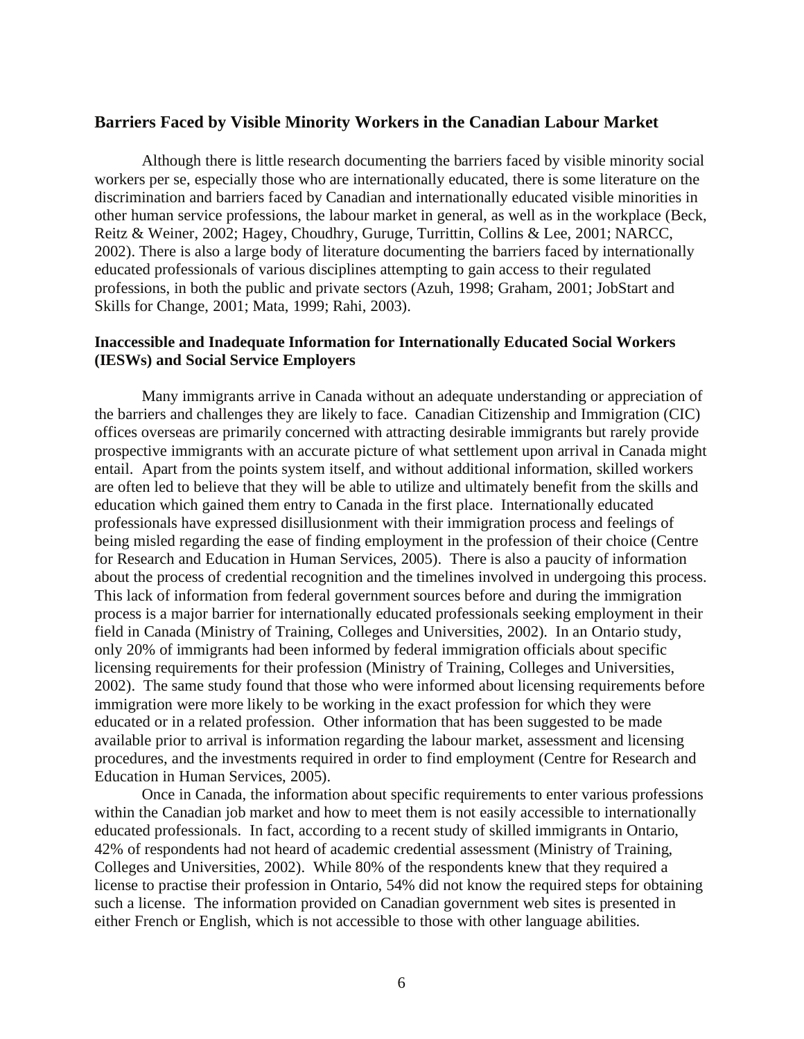## Barriers Faced by Visible Minority Workers in the Canadian Labour Market

Although there is little research documenting the barriers faced by visible minority social workers per se, especially those who are internationally educated, there is some literature on the discrimination and barriers faced by Canadian and internationally educated visible minorities in other human service professions, the labour market in general, as well as in the workplace (Beck, Reitz & Weiner, 2002; Hagey, Choudhry, Guruge, Turrittin, Collins & Lee, 2001; NARCC, 2002). There is also a large body of literature documenting the barriers faced by internationally educated professionals of various disciplines attempting to gain access to their regulated professions, in both the public and private sectors (Azuh, 1998; Graham, 2001; JobStart and Skills for Change, 2001; Mata, 1999; Rahi, 2003).

### Inaccessible and Inadequate Information for Internationally Educated Social Workers (IESWs) and Social Service Employers

Many immigrants arrive in Canada without an adequate understanding or appreciation of the barriers and challenges they are likely to face. Canadian Citizenship and Immigration (CIC) offices overseas are primarily concerned with attracting desirable immigrants but rarely provide prospective immigrants with an accurate picture of what settlement upon arrival in Canada might entail. Apart from the points system itself, and without additional information, skilled workers are often led to believe that they will be able to utilize and ultimately benefit from the skills and education which gained them entry to Canada in the first place. Internationally educated professionals have expressed disillusionment with their immigration process and feelings of being misled regarding the ease of finding employment in the profession of their choice (Centre for Research and Education in Human Services, 2005). There is also a paucity of information about the process of credential recognition and the timelines involved in undergoing this process. This lack of information from federal government sources before and during the immigration process is a major barrier for internationally educated professionals seeking employment in their field in Canada (Ministry of Training, Colleges and Universities, 2002). In an Ontario study, only 20% of immigrants had been informed by federal immigration officials about specific licensing requirements for their profession (Ministry of Training, Colleges and Universities, 2002). The same study found that those who were informed about licensing requirements before immigration were more likely to be working in the exact profession for which they were educated or in a related profession. Other information that has been suggested to be made available prior to arrival is information regarding the labour market, assessment and licensing procedures, and the investments required in order to find employment (Centre for Research and Education in Human Services, 2005).

Once in Canada, the information about specific requirements to enter various professions within the Canadian job market and how to meet them is not easily accessible to internationally educated professionals. In fact, according to a recent study of skilled immigrants in Ontario, 42% of respondents had not heard of academic credential assessment (Ministry of Training, Colleges and Universities, 2002). While 80% of the respondents knew that they required a license to practise their profession in Ontario, 54% did not know the required steps for obtaining such a license. The information provided on Canadian government web sites is presented in either French or English, which is not accessible to those with other language abilities.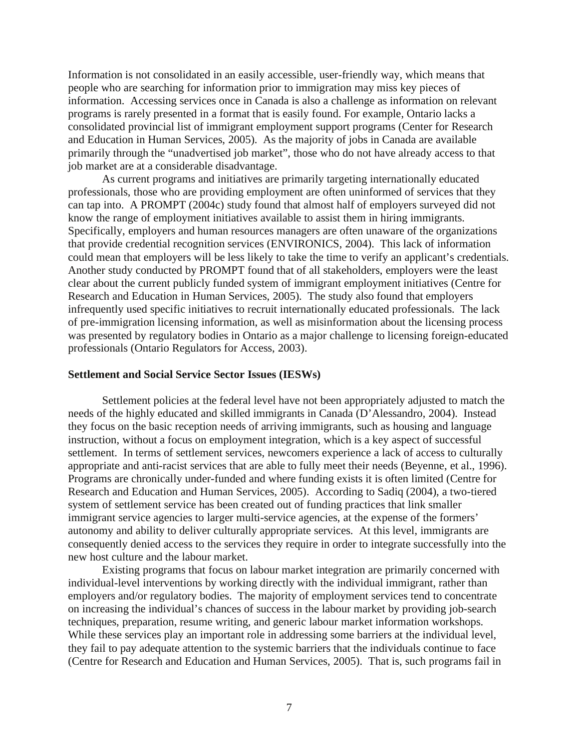Information is not consolidated in an easily accessible, user-friendly way, which means that people who are searching for information prior to immigration may miss key pieces of information. Accessing services once in Canada is also a challenge as information on relevant programs is rarely presented in a format that is easily found. For example, Ontario lacks a consolidated provincial list of immigrant employment support programs (Center for Research and Education in Human Services, 2005). As the majority of jobs in Canada are available primarily through the "unadvertised job market", those who do not have already access to that job market are at a considerable disadvantage.

As current programs and initiatives are primarily targeting internationally educated professionals, those who are providing employment are often uninformed of services that they can tap into. A PROMPT (2004c) study found that almost half of employers surveyed did not know the range of employment initiatives available to assist them in hiring immigrants. Specifically, employers and human resources managers are often unaware of the organizations that provide credential recognition services (ENVIRONICS, 2004). This lack of information could mean that employers will be less likely to take the time to verify an applicant's credentials. Another study conducted by PROMPT found that of all stakeholders, employers were the least clear about the current publicly funded system of immigrant employment initiatives (Centre for Research and Education in Human Services, 2005). The study also found that employers infrequently used specific initiatives to recruit internationally educated professionals. The lack of pre-immigration licensing information, as well as misinformation about the licensing process was presented by regulatory bodies in Ontario as a major challenge to licensing foreign-educated professionals (Ontario Regulators for Access, 2003).

**Settlement and Social Service Sector Issues (IESWs)**

Settlement policies at the federal level have not been appropriately adjusted to match the needs of the highly educated and skilled immigrants in Canada (D'Alessandro, 2004). Instead they focus on the basic reception needs of arriving immigrants, such as housing and language instruction, without a focus on employment integration, which is a key aspect of successful settlement. In terms of settlement services, newcomers experience a lack of access to culturally appropriate and anti-racist services that are able to fully meet their needs (Beyenne, et al., 1996). Programs are chronically under-funded and where funding exists it is often limited (Centre for Research and Education and Human Services, 2005). According to Sadiq (2004), a two-tiered system of settlement service has been created out of funding practices that link smaller immigrant service agencies to larger multi-service agencies, at the expense of the formers' autonomy and ability to deliver culturally appropriate services. At this level, immigrants are consequently denied access to the services they require in order to integrate successfully into the new host culture and the labour market.

Existing programs that focus on labour market integration are primarily concerned with individual-level interventions by working directly with the individual immigrant, rather than employers and/or regulatory bodies. The majority of employment services tend to concentrate on increasing the individual's chances of success in the labour market by providing job-search techniques, preparation, resume writing, and generic labour market information workshops. While these services play an important role in addressing some barriers at the individual level, they fail to pay adequate attention to the systemic barriers that the individuals continue to face (Centre for Research and Education and Human Services, 2005). That is, such programs fail in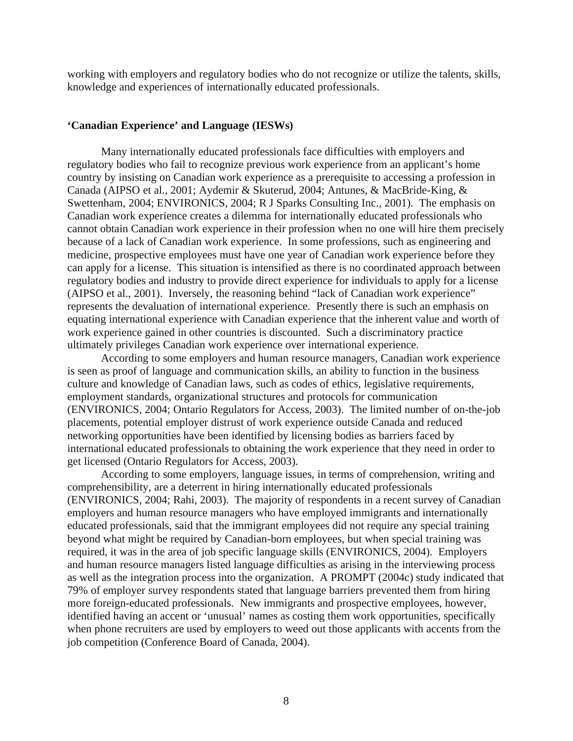working with employers and regulatory bodies who do not recognize or utilize the talents, skills, knowledge and experiences of internationally educated professionals.

**'Canadian Experience' and Language (IESWs)**

Many internationally educated professionals face difficulties with employers and regulatory bodies who fail to recognize previous work experience from an applicant's home country by insisting on Canadian work experience as a prerequisite to accessing a profession in Canada (AIPSO et al., 2001; Aydemir & Skuterud, 2004; Antunes, & MacBride-King, & Swettenham, 2004; ENVIRONICS, 2004; R J Sparks Consulting Inc., 2001). The emphasis on Canadian work experience creates a dilemma for internationally educated professionals who cannot obtain Canadian work experience in their profession when no one will hire them precisely because of a lack of Canadian work experience. In some professions, such as engineering and medicine, prospective employees must have one year of Canadian work experience before they can apply for a license. This situation is intensified as there is no coordinated approach between regulatory bodies and industry to provide direct experience for individuals to apply for a license (AIPSO et al., 2001). Inversely, the reasoning behind "lack of Canadian work experience" represents the devaluation of international experience. Presently there is such an emphasis on equating international experience with Canadian experience that the inherent value and worth of work experience gained in other countries is discounted. Such a discriminatory practice ultimately privileges Canadian work experience over international experience.

According to some employers and human resource managers, Canadian work experience is seen as proof of language and communication skills, an ability to function in the business culture and knowledge of Canadian laws, such as codes of ethics, legislative requirements, employment standards, organizational structures and protocols for communication (ENVIRONICS, 2004; Ontario Regulators for Access, 2003). The limited number of on-the-job placements, potential employer distrust of work experience outside Canada and reduced networking opportunities have been identified by licensing bodies as barriers faced by international educated professionals to obtaining the work experience that they need in order to get licensed (Ontario Regulators for Access, 2003).

According to some employers, language issues, in terms of comprehension, writing and comprehensibility, are a deterrent in hiring internationally educated professionals (ENVIRONICS, 2004; Rahi, 2003). The majority of respondents in a recent survey of Canadian employers and human resource managers who have employed immigrants and internationally educated professionals, said that the immigrant employees did not require any special training beyond what might be required by Canadian-born employees, but when special training was required, it was in the area of job specific language skills (ENVIRONICS, 2004). Employers and human resource managers listed language difficulties as arising in the interviewing process as well as the integration process into the organization. A PROMPT (2004c) study indicated that 79% of employer survey respondents stated that language barriers prevented them from hiring more foreign-educated professionals. New immigrants and prospective employees, however, identified having an accent or 'unusual' names as costing them work opportunities, specifically when phone recruiters are used by employers to weed out those applicants with accents from the job competition (Conference Board of Canada, 2004).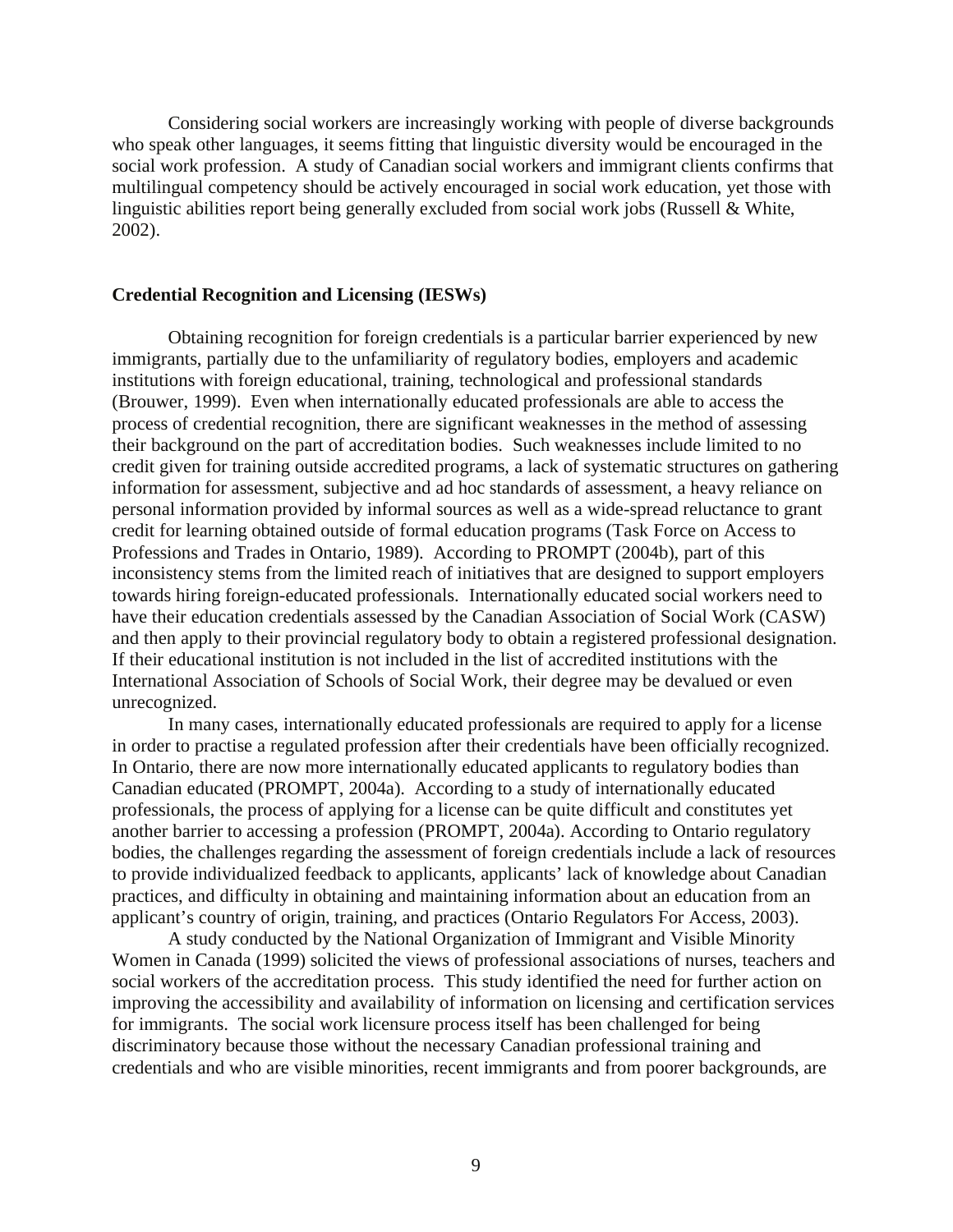Considering social workers are increasingly working with people of diverse backgrounds who speak other languages, it seems fitting that linguistic diversity would be encouraged in the social work profession. A study of Canadian social workers and immigrant clients confirms that multilingual competency should be actively encouraged in social work education, yet those with linguistic abilities report being generally excluded from social work jobs (Russell & White, 2002).

## Credential Recognition and Licensing (IESWs)

Obtaining recognition for foreign credentials is a particular barrier experienced by new immigrants, partially due to the unfamiliarity of regulatory bodies, employers and academic institutions with foreign educational, training, technological and professional standards (Brouwer, 1999). Even when internationally educated professionals are able to access the process of credential recognition, there are significant weaknesses in the method of assessing their background on the part of accreditation bodies. Such weaknesses include limited to no credit given for training outside accredited programs, a lack of systematic structures on gathering information for assessment, subjective and ad hoc standards of assessment, a heavy reliance on personal information provided by informal sources as well as a wide-spread reluctance to grant credit for learning obtained outside of formal education programs (Task Force on Access to Professions and Trades in Ontario, 1989). According to PROMPT (2004b), part of this inconsistency stems from the limited reach of initiatives that are designed to support employers towards hiring foreign-educated professionals. Internationally educated social workers need to have their education credentials assessed by the Canadian Association of Social Work (CASW) and then apply to their provincial regulatory body to obtain a registered professional designation. If their educational institution is not included in the list of accredited institutions with the International Association of Schools of Social Work, their degree may be devalued or even unrecognized.

In many cases, internationally educated professionals are required to apply for a license in order to practise a regulated profession after their credentials have been officially recognized. In Ontario, there are now more internationally educated applicants to regulatory bodies than Canadian educated (PROMPT, 2004a). According to a study of internationally educated professionals, the process of applying for a license can be quite difficult and constitutes yet another barrier to accessing a profession (PROMPT, 2004a). According to Ontario regulatory bodies, the challenges regarding the assessment of foreign credentials include a lack of resources to provide individualized feedback to applicants, applicants' lack of knowledge about Canadian practices, and difficulty in obtaining and maintaining information about an education from an applicant's country of origin, training, and practices (Ontario Regulators For Access, 2003).

A study conducted by the National Organization of Immigrant and Visible Minority Women in Canada (1999) solicited the views of professional associations of nurses, teachers and social workers of the accreditation process. This study identified the need for further action on improving the accessibility and availability of information on licensing and certification services for immigrants. The social work licensure process itself has been challenged for being discriminatory because those without the necessary Canadian professional training and credentials and who are visible minorities, recent immigrants and from poorer backgrounds, are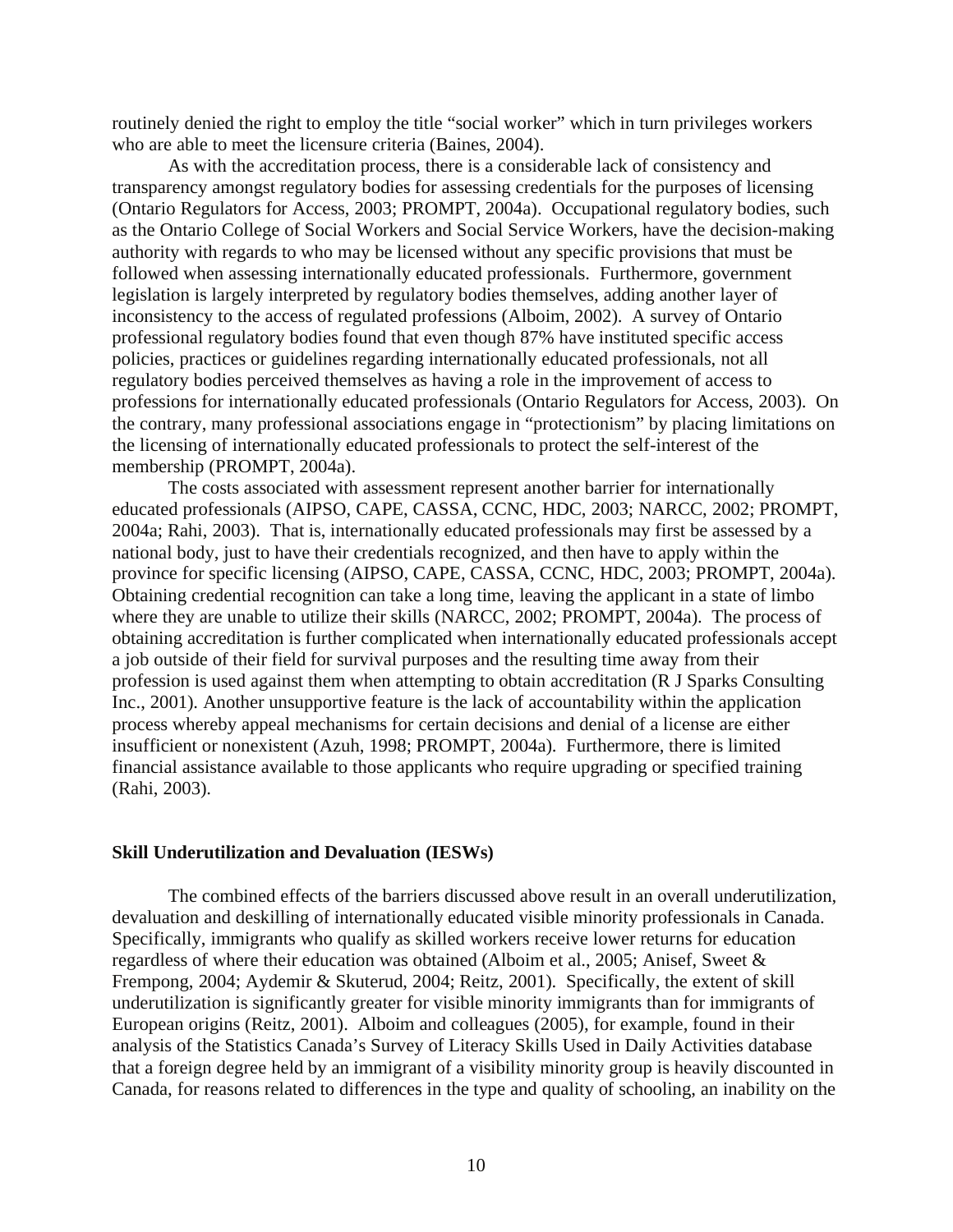routinely denied the right to employ the title "social worker" which in turn privileges workers who are able to meet the licensure criteria (Baines, 2004).

As with the accreditation process, there is a considerable lack of consistency and transparency amongst regulatory bodies for assessing credentials for the purposes of licensing (Ontario Regulators for Access, 2003; PROMPT, 2004a). Occupational regulatory bodies, such as the Ontario College of Social Workers and Social Service Workers, have the decision-making authority with regards to who may be licensed without any specific provisions that must be followed when assessing internationally educated professionals. Furthermore, government legislation is largely interpreted by regulatory bodies themselves, adding another layer of inconsistency to the access of regulated professions (Alboim, 2002). A survey of Ontario professional regulatory bodies found that even though 87% have instituted specific access policies, practices or guidelines regarding internationally educated professionals, not all regulatory bodies perceived themselves as having a role in the improvement of access to professions for internationally educated professionals (Ontario Regulators for Access, 2003). On the contrary, many professional associations engage in "protectionism" by placing limitations on the licensing of internationally educated professionals to protect the self-interest of the membership (PROMPT, 2004a).

The costs associated with assessment represent another barrier for internationally educated professionals (AIPSO, CAPE, CASSA, CCNC, HDC, 2003; NARCC, 2002; PROMPT, 2004a; Rahi, 2003). That is, internationally educated professionals may first be assessed by a national body, just to have their credentials recognized, and then have to apply within the province for specific licensing (AIPSO, CAPE, CASSA, CCNC, HDC, 2003; PROMPT, 2004a). Obtaining credential recognition can take a long time, leaving the applicant in a state of limbo where they are unable to utilize their skills (NARCC, 2002; PROMPT, 2004a). The process of obtaining accreditation is further complicated when internationally educated professionals accept a job outside of their field for survival purposes and the resulting time away from their profession is used against them when attempting to obtain accreditation (R J Sparks Consulting Inc., 2001). Another unsupportive feature is the lack of accountability within the application process whereby appeal mechanisms for certain decisions and denial of a license are either insufficient or nonexistent (Azuh, 1998; PROMPT, 2004a). Furthermore, there is limited financial assistance available to those applicants who require upgrading or specified training (Rahi, 2003).

**Skill Underutilization and Devaluation (IESWs)**

The combined effects of the barriers discussed above result in an overall underutilization, devaluation and deskilling of internationally educated visible minority professionals in Canada. Specifically, immigrants who qualify as skilled workers receive lower returns for education regardless of where their education was obtained (Alboim et al., 2005; Anisef, Sweet & Frempong, 2004; Aydemir & Skuterud, 2004; Reitz, 2001). Specifically, the extent of skill underutilization is significantly greater for visible minority immigrants than for immigrants of European origins (Reitz, 2001). Alboim and colleagues (2005), for example, found in their analysis of the Statistics Canada's Survey of Literacy Skills Used in Daily Activities database that a foreign degree held by an immigrant of a visibility minority group is heavily discounted in Canada, for reasons related to differences in the type and quality of schooling, an inability on the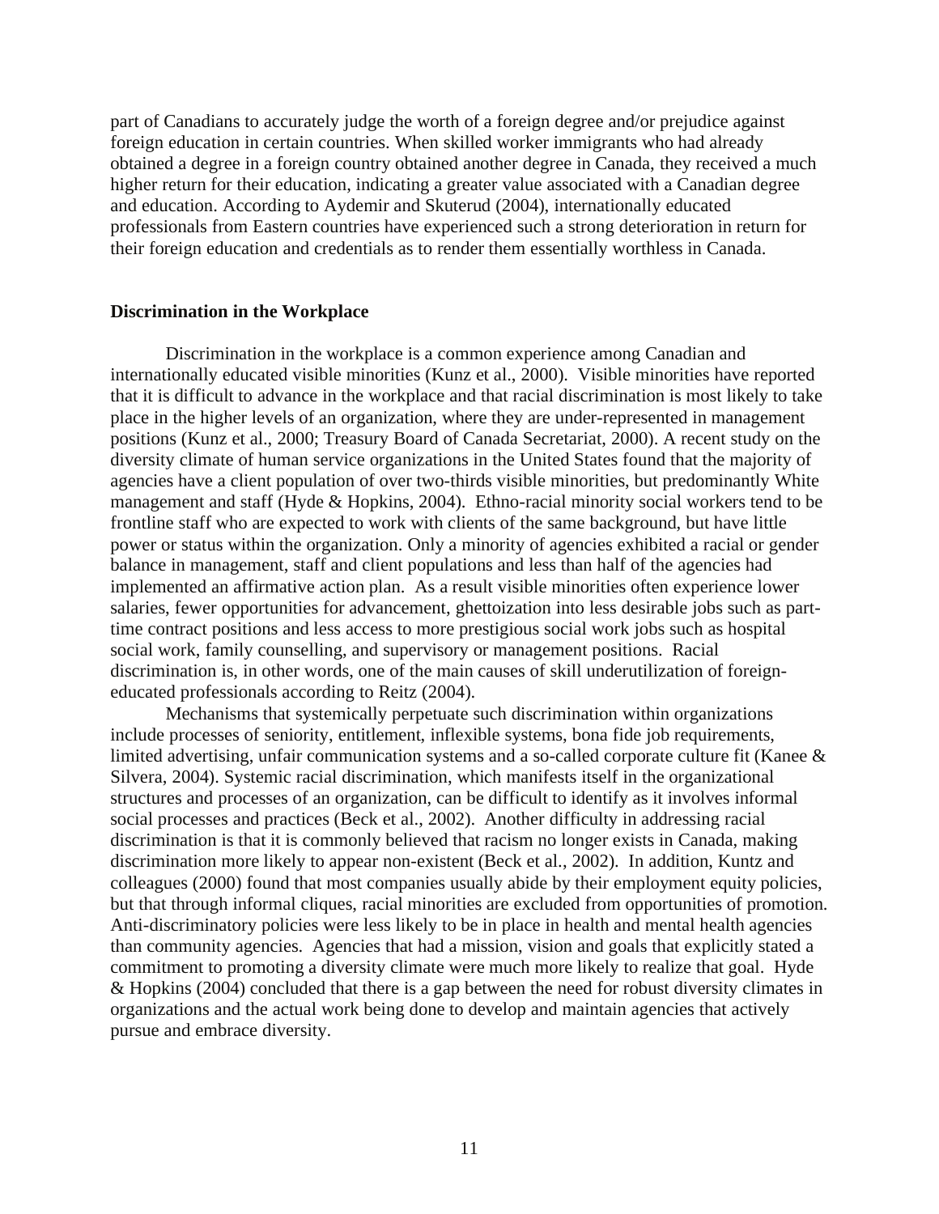part of Canadians to accurately judge the worth of a foreign degree and/or prejudice against foreign education in certain countries. When skilled worker immigrants who had already obtained a degree in a foreign country obtained another degree in Canada, they received a much higher return for their education, indicating a greater value associated with a Canadian degree and education. According to Aydemir and Skuterud (2004), internationally educated professionals from Eastern countries have experienced such a strong deterioration in return for their foreign education and credentials as to render them essentially worthless in Canada.

**Discrimination in the Workplace**

Discrimination in the workplace is a common experience among Canadian and internationally educated visible minorities (Kunz et al., 2000). Visible minorities have reported that it is difficult to advance in the workplace and that racial discrimination is most likely to take place in the higher levels of an organization, where they are under-represented in management positions (Kunz et al., 2000; Treasury Board of Canada Secretariat, 2000). A recent study on the diversity climate of human service organizations in the United States found that the majority of agencies have a client population of over two-thirds visible minorities, but predominantly White management and staff (Hyde & Hopkins, 2004). Ethno-racial minority social workers tend to be frontline staff who are expected to work with clients of the same background, but have little power or status within the organization. Only a minority of agencies exhibited a racial or gender balance in management, staff and client populations and less than half of the agencies had implemented an affirmative action plan. As a result visible minorities often experience lower salaries, fewer opportunities for advancement, ghettoization into less desirable jobs such as part-time contract positions and less access to more prestigious social work jobs such as hospital social work, family counselling, and supervisory or management positions. Racial discrimination is, in other words, one of the main causes of skill underutilization of foreign-educated professionals according to Reitz (2004).

Mechanisms that systemically perpetuate such discrimination within organizations include processes of seniority, entitlement, inflexible systems, bona fide job requirements, limited advertising, unfair communication systems and a so-called corporate culture fit (Kanee & Silvera, 2004). Systemic racial discrimination, which manifests itself in the organizational structures and processes of an organization, can be difficult to identify as it involves informal social processes and practices (Beck et al., 2002). Another difficulty in addressing racial discrimination is that it is commonly believed that racism no longer exists in Canada, making discrimination more likely to appear non-existent (Beck et al., 2002). In addition, Kuntz and colleagues (2000) found that most companies usually abide by their employment equity policies, but that through informal cliques, racial minorities are excluded from opportunities of promotion. Anti-discriminatory policies were less likely to be in place in health and mental health agencies than community agencies. Agencies that had a mission, vision and goals that explicitly stated a commitment to promoting a diversity climate were much more likely to realize that goal. Hyde & Hopkins (2004) concluded that there is a gap between the need for robust diversity climates in organizations and the actual work being done to develop and maintain agencies that actively pursue and embrace diversity.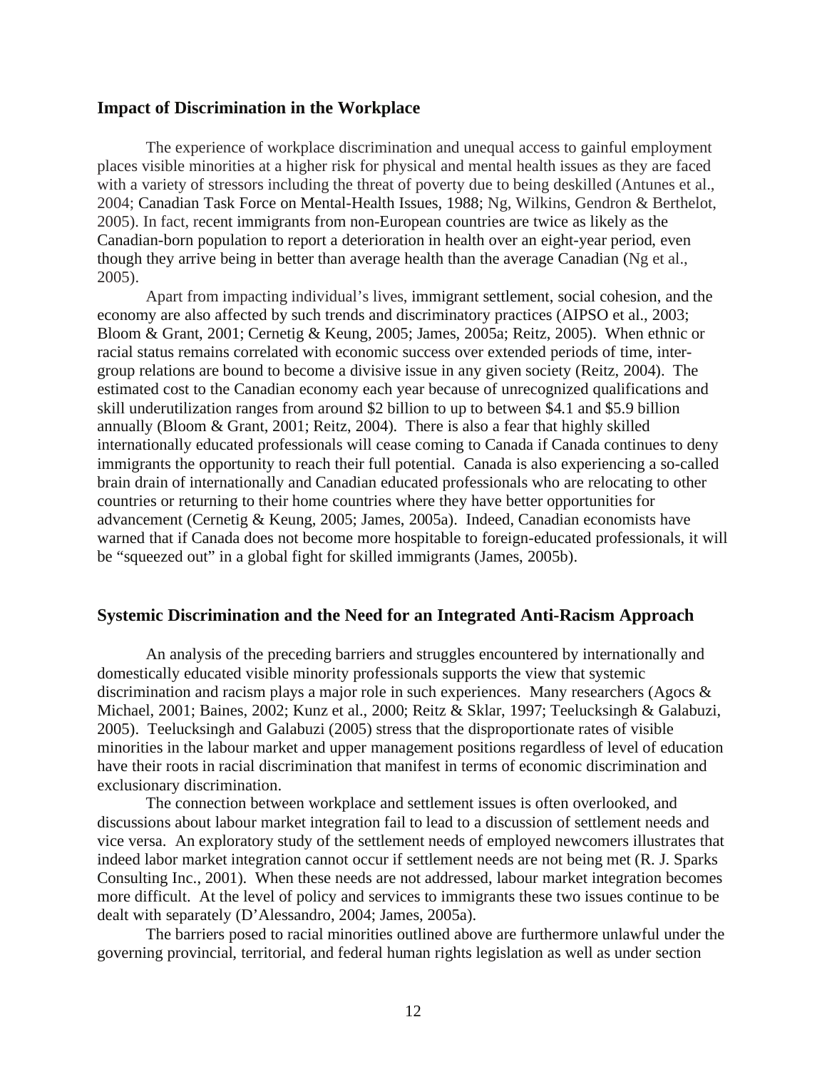## Impact of Discrimination in the Workplace

The experience of workplace discrimination and unequal access to gainful employment places visible minorities at a higher risk for physical and mental health issues as they are faced with a variety of stressors including the threat of poverty due to being deskilled (Antunes et al., 2004; Canadian Task Force on Mental-Health Issues, 1988; Ng, Wilkins, Gendron & Berthelot, 2005). In fact, recent immigrants from non-European countries are twice as likely as the Canadian-born population to report a deterioration in health over an eight-year period, even though they arrive being in better than average health than the average Canadian (Ng et al., 2005).

Apart from impacting individual's lives, immigrant settlement, social cohesion, and the economy are also affected by such trends and discriminatory practices (AIPSO et al., 2003; Bloom & Grant, 2001; Cernetig & Keung, 2005; James, 2005a; Reitz, 2005). When ethnic or racial status remains correlated with economic success over extended periods of time, inter-group relations are bound to become a divisive issue in any given society (Reitz, 2004). The estimated cost to the Canadian economy each year because of unrecognized qualifications and skill underutilization ranges from around $2 billion to up to between $4.1 and $5.9 billion annually (Bloom & Grant, 2001; Reitz, 2004). There is also a fear that highly skilled internationally educated professionals will cease coming to Canada if Canada continues to deny immigrants the opportunity to reach their full potential. Canada is also experiencing a so-called brain drain of internationally and Canadian educated professionals who are relocating to other countries or returning to their home countries where they have better opportunities for advancement (Cernetig & Keung, 2005; James, 2005a). Indeed, Canadian economists have warned that if Canada does not become more hospitable to foreign-educated professionals, it will be "squeezed out" in a global fight for skilled immigrants (James, 2005b).

## Systemic Discrimination and the Need for an Integrated Anti-Racism Approach

An analysis of the preceding barriers and struggles encountered by internationally and domestically educated visible minority professionals supports the view that systemic discrimination and racism plays a major role in such experiences. Many researchers (Agocs & Michael, 2001; Baines, 2002; Kunz et al., 2000; Reitz & Sklar, 1997; Teelucksingh & Galabuzi, 2005). Teelucksingh and Galabuzi (2005) stress that the disproportionate rates of visible minorities in the labour market and upper management positions regardless of level of education have their roots in racial discrimination that manifest in terms of economic discrimination and exclusionary discrimination.

The connection between workplace and settlement issues is often overlooked, and discussions about labour market integration fail to lead to a discussion of settlement needs and vice versa. An exploratory study of the settlement needs of employed newcomers illustrates that indeed labor market integration cannot occur if settlement needs are not being met (R. J. Sparks Consulting Inc., 2001). When these needs are not addressed, labour market integration becomes more difficult. At the level of policy and services to immigrants these two issues continue to be dealt with separately (D'Alessandro, 2004; James, 2005a).

The barriers posed to racial minorities outlined above are furthermore unlawful under the governing provincial, territorial, and federal human rights legislation as well as under section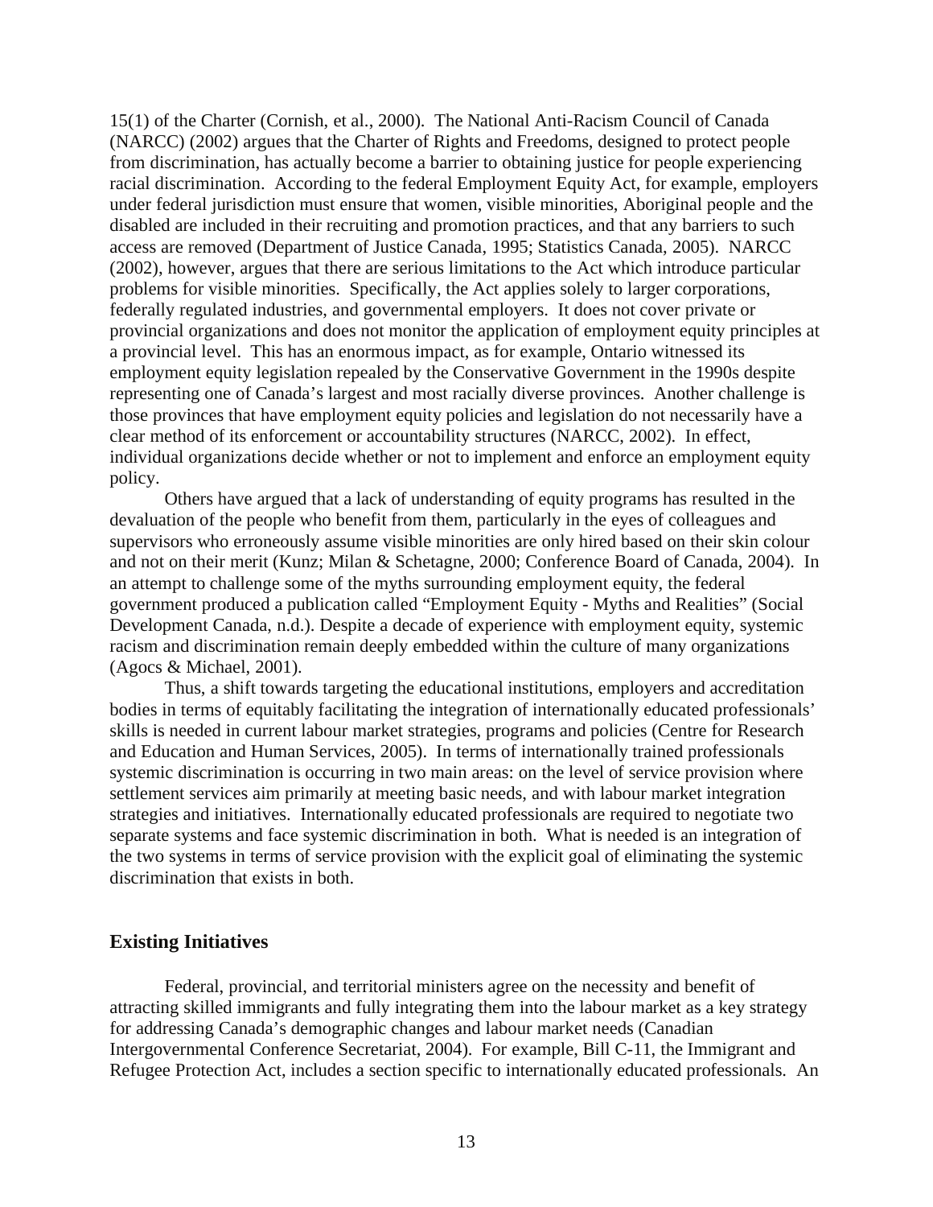15(1) of the Charter (Cornish, et al., 2000). The National Anti-Racism Council of Canada (NARCC) (2002) argues that the Charter of Rights and Freedoms, designed to protect people from discrimination, has actually become a barrier to obtaining justice for people experiencing racial discrimination. According to the federal Employment Equity Act, for example, employers under federal jurisdiction must ensure that women, visible minorities, Aboriginal people and the disabled are included in their recruiting and promotion practices, and that any barriers to such access are removed (Department of Justice Canada, 1995; Statistics Canada, 2005). NARCC (2002), however, argues that there are serious limitations to the Act which introduce particular problems for visible minorities. Specifically, the Act applies solely to larger corporations, federally regulated industries, and governmental employers. It does not cover private or provincial organizations and does not monitor the application of employment equity principles at a provincial level. This has an enormous impact, as for example, Ontario witnessed its employment equity legislation repealed by the Conservative Government in the 1990s despite representing one of Canada's largest and most racially diverse provinces. Another challenge is those provinces that have employment equity policies and legislation do not necessarily have a clear method of its enforcement or accountability structures (NARCC, 2002). In effect, individual organizations decide whether or not to implement and enforce an employment equity policy.

Others have argued that a lack of understanding of equity programs has resulted in the devaluation of the people who benefit from them, particularly in the eyes of colleagues and supervisors who erroneously assume visible minorities are only hired based on their skin colour and not on their merit (Kunz; Milan & Schetagne, 2000; Conference Board of Canada, 2004). In an attempt to challenge some of the myths surrounding employment equity, the federal government produced a publication called "Employment Equity - Myths and Realities" (Social Development Canada, n.d.). Despite a decade of experience with employment equity, systemic racism and discrimination remain deeply embedded within the culture of many organizations (Agocs & Michael, 2001).

Thus, a shift towards targeting the educational institutions, employers and accreditation bodies in terms of equitably facilitating the integration of internationally educated professionals' skills is needed in current labour market strategies, programs and policies (Centre for Research and Education and Human Services, 2005). In terms of internationally trained professionals systemic discrimination is occurring in two main areas: on the level of service provision where settlement services aim primarily at meeting basic needs, and with labour market integration strategies and initiatives. Internationally educated professionals are required to negotiate two separate systems and face systemic discrimination in both. What is needed is an integration of the two systems in terms of service provision with the explicit goal of eliminating the systemic discrimination that exists in both.

## Existing Initiatives

Federal, provincial, and territorial ministers agree on the necessity and benefit of attracting skilled immigrants and fully integrating them into the labour market as a key strategy for addressing Canada's demographic changes and labour market needs (Canadian Intergovernmental Conference Secretariat, 2004). For example, Bill C-11, the Immigrant and Refugee Protection Act, includes a section specific to internationally educated professionals. An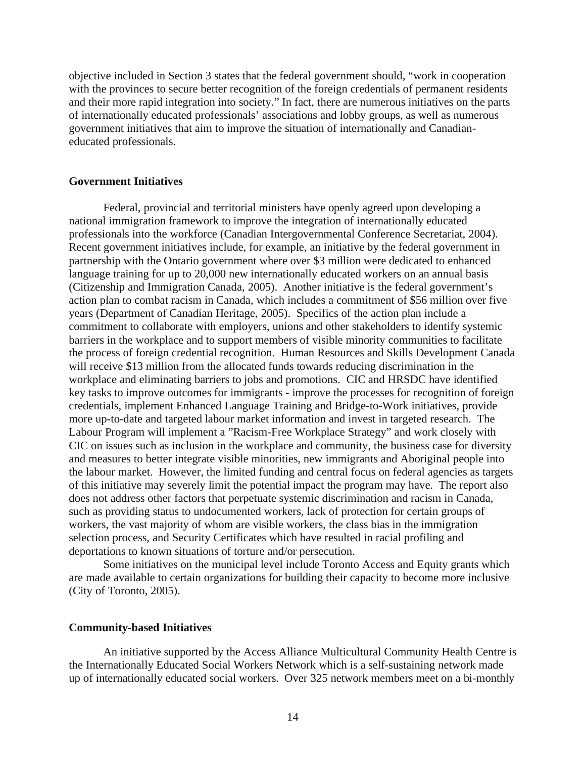objective included in Section 3 states that the federal government should, "work in cooperation with the provinces to secure better recognition of the foreign credentials of permanent residents and their more rapid integration into society." In fact, there are numerous initiatives on the parts of internationally educated professionals' associations and lobby groups, as well as numerous government initiatives that aim to improve the situation of internationally and Canadian-educated professionals.

### Government Initiatives

Federal, provincial and territorial ministers have openly agreed upon developing a national immigration framework to improve the integration of internationally educated professionals into the workforce (Canadian Intergovernmental Conference Secretariat, 2004). Recent government initiatives include, for example, an initiative by the federal government in partnership with the Ontario government where over $3 million were dedicated to enhanced language training for up to 20,000 new internationally educated workers on an annual basis (Citizenship and Immigration Canada, 2005). Another initiative is the federal government's action plan to combat racism in Canada, which includes a commitment of $56 million over five years (Department of Canadian Heritage, 2005). Specifics of the action plan include a commitment to collaborate with employers, unions and other stakeholders to identify systemic barriers in the workplace and to support members of visible minority communities to facilitate the process of foreign credential recognition. Human Resources and Skills Development Canada will receive $13 million from the allocated funds towards reducing discrimination in the workplace and eliminating barriers to jobs and promotions. CIC and HRSDC have identified key tasks to improve outcomes for immigrants - improve the processes for recognition of foreign credentials, implement Enhanced Language Training and Bridge-to-Work initiatives, provide more up-to-date and targeted labour market information and invest in targeted research. The Labour Program will implement a "Racism-Free Workplace Strategy" and work closely with CIC on issues such as inclusion in the workplace and community, the business case for diversity and measures to better integrate visible minorities, new immigrants and Aboriginal people into the labour market. However, the limited funding and central focus on federal agencies as targets of this initiative may severely limit the potential impact the program may have. The report also does not address other factors that perpetuate systemic discrimination and racism in Canada, such as providing status to undocumented workers, lack of protection for certain groups of workers, the vast majority of whom are visible workers, the class bias in the immigration selection process, and Security Certificates which have resulted in racial profiling and deportations to known situations of torture and/or persecution.

Some initiatives on the municipal level include Toronto Access and Equity grants which are made available to certain organizations for building their capacity to become more inclusive (City of Toronto, 2005).

### Community-based Initiatives

An initiative supported by the Access Alliance Multicultural Community Health Centre is the Internationally Educated Social Workers Network which is a self-sustaining network made up of internationally educated social workers. Over 325 network members meet on a bi-monthly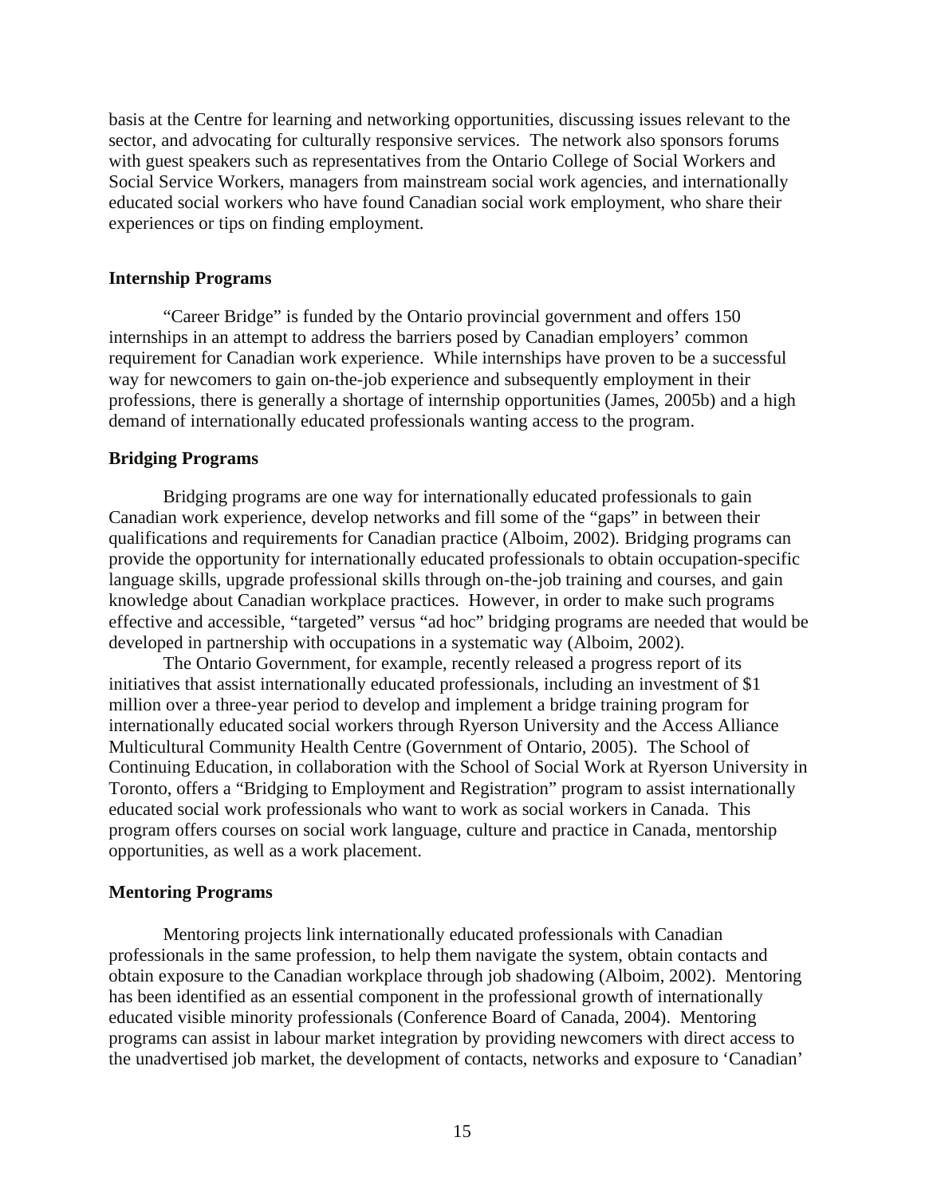basis at the Centre for learning and networking opportunities, discussing issues relevant to the sector, and advocating for culturally responsive services. The network also sponsors forums with guest speakers such as representatives from the Ontario College of Social Workers and Social Service Workers, managers from mainstream social work agencies, and internationally educated social workers who have found Canadian social work employment, who share their experiences or tips on finding employment.

### Internship Programs

"Career Bridge" is funded by the Ontario provincial government and offers 150 internships in an attempt to address the barriers posed by Canadian employers' common requirement for Canadian work experience. While internships have proven to be a successful way for newcomers to gain on-the-job experience and subsequently employment in their professions, there is generally a shortage of internship opportunities (James, 2005b) and a high demand of internationally educated professionals wanting access to the program.

### Bridging Programs

Bridging programs are one way for internationally educated professionals to gain Canadian work experience, develop networks and fill some of the "gaps" in between their qualifications and requirements for Canadian practice (Alboim, 2002). Bridging programs can provide the opportunity for internationally educated professionals to obtain occupation-specific language skills, upgrade professional skills through on-the-job training and courses, and gain knowledge about Canadian workplace practices. However, in order to make such programs effective and accessible, "targeted" versus "ad hoc" bridging programs are needed that would be developed in partnership with occupations in a systematic way (Alboim, 2002).

The Ontario Government, for example, recently released a progress report of its initiatives that assist internationally educated professionals, including an investment of $1 million over a three-year period to develop and implement a bridge training program for internationally educated social workers through Ryerson University and the Access Alliance Multicultural Community Health Centre (Government of Ontario, 2005). The School of Continuing Education, in collaboration with the School of Social Work at Ryerson University in Toronto, offers a "Bridging to Employment and Registration" program to assist internationally educated social work professionals who want to work as social workers in Canada. This program offers courses on social work language, culture and practice in Canada, mentorship opportunities, as well as a work placement.

### Mentoring Programs

Mentoring projects link internationally educated professionals with Canadian professionals in the same profession, to help them navigate the system, obtain contacts and obtain exposure to the Canadian workplace through job shadowing (Alboim, 2002). Mentoring has been identified as an essential component in the professional growth of internationally educated visible minority professionals (Conference Board of Canada, 2004). Mentoring programs can assist in labour market integration by providing newcomers with direct access to the unadvertised job market, the development of contacts, networks and exposure to 'Canadian'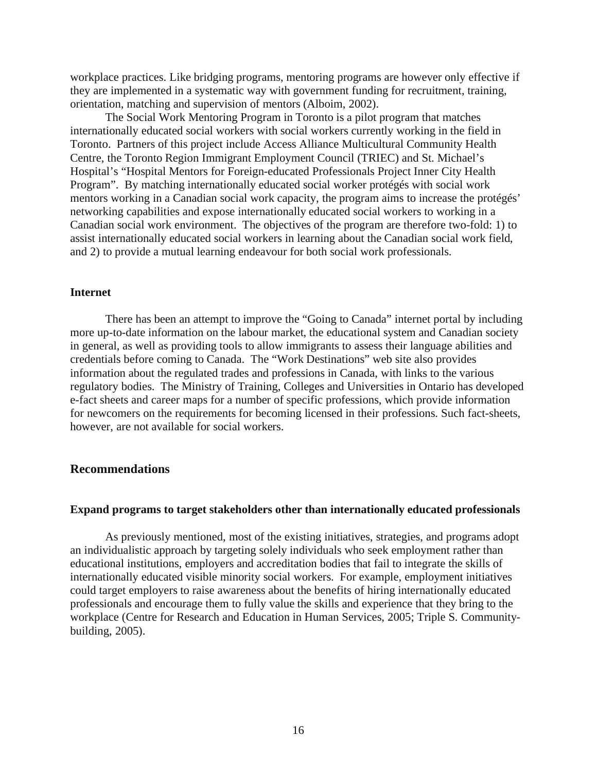workplace practices. Like bridging programs, mentoring programs are however only effective if they are implemented in a systematic way with government funding for recruitment, training, orientation, matching and supervision of mentors (Alboim, 2002).

The Social Work Mentoring Program in Toronto is a pilot program that matches internationally educated social workers with social workers currently working in the field in Toronto. Partners of this project include Access Alliance Multicultural Community Health Centre, the Toronto Region Immigrant Employment Council (TRIEC) and St. Michael's Hospital's "Hospital Mentors for Foreign-educated Professionals Project Inner City Health Program". By matching internationally educated social worker protégés with social work mentors working in a Canadian social work capacity, the program aims to increase the protégés' networking capabilities and expose internationally educated social workers to working in a Canadian social work environment. The objectives of the program are therefore two-fold: 1) to assist internationally educated social workers in learning about the Canadian social work field, and 2) to provide a mutual learning endeavour for both social work professionals.

### Internet

There has been an attempt to improve the "Going to Canada" internet portal by including more up-to-date information on the labour market, the educational system and Canadian society in general, as well as providing tools to allow immigrants to assess their language abilities and credentials before coming to Canada. The "Work Destinations" web site also provides information about the regulated trades and professions in Canada, with links to the various regulatory bodies. The Ministry of Training, Colleges and Universities in Ontario has developed e-fact sheets and career maps for a number of specific professions, which provide information for newcomers on the requirements for becoming licensed in their professions. Such fact-sheets, however, are not available for social workers.

## Recommendations

### Expand programs to target stakeholders other than internationally educated professionals

As previously mentioned, most of the existing initiatives, strategies, and programs adopt an individualistic approach by targeting solely individuals who seek employment rather than educational institutions, employers and accreditation bodies that fail to integrate the skills of internationally educated visible minority social workers. For example, employment initiatives could target employers to raise awareness about the benefits of hiring internationally educated professionals and encourage them to fully value the skills and experience that they bring to the workplace (Centre for Research and Education in Human Services, 2005; Triple S. Community-building, 2005).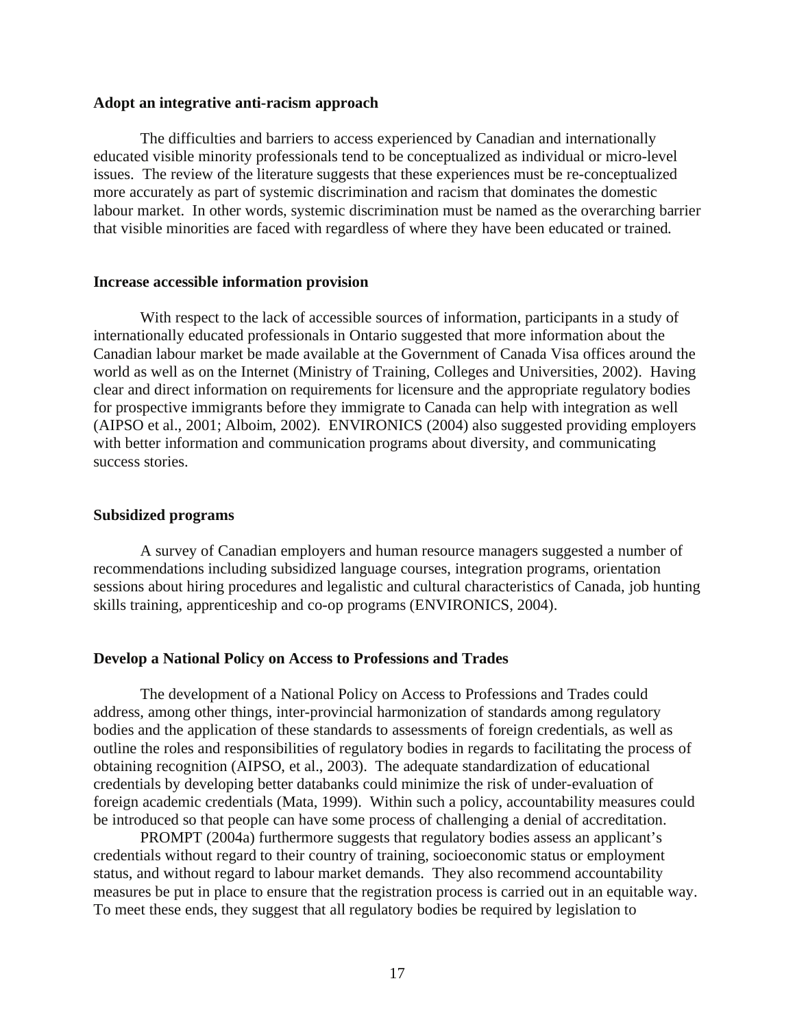**Adopt an integrative anti-racism approach**

The difficulties and barriers to access experienced by Canadian and internationally educated visible minority professionals tend to be conceptualized as individual or micro-level issues. The review of the literature suggests that these experiences must be re-conceptualized more accurately as part of systemic discrimination and racism that dominates the domestic labour market. In other words, systemic discrimination must be named as the overarching barrier that visible minorities are faced with regardless of where they have been educated or trained.

**Increase accessible information provision**

With respect to the lack of accessible sources of information, participants in a study of internationally educated professionals in Ontario suggested that more information about the Canadian labour market be made available at the Government of Canada Visa offices around the world as well as on the Internet (Ministry of Training, Colleges and Universities, 2002). Having clear and direct information on requirements for licensure and the appropriate regulatory bodies for prospective immigrants before they immigrate to Canada can help with integration as well (AIPSO et al., 2001; Alboim, 2002). ENVIRONICS (2004) also suggested providing employers with better information and communication programs about diversity, and communicating success stories.

**Subsidized programs**

A survey of Canadian employers and human resource managers suggested a number of recommendations including subsidized language courses, integration programs, orientation sessions about hiring procedures and legalistic and cultural characteristics of Canada, job hunting skills training, apprenticeship and co-op programs (ENVIRONICS, 2004).

**Develop a National Policy on Access to Professions and Trades**

The development of a National Policy on Access to Professions and Trades could address, among other things, inter-provincial harmonization of standards among regulatory bodies and the application of these standards to assessments of foreign credentials, as well as outline the roles and responsibilities of regulatory bodies in regards to facilitating the process of obtaining recognition (AIPSO, et al., 2003). The adequate standardization of educational credentials by developing better databanks could minimize the risk of under-evaluation of foreign academic credentials (Mata, 1999). Within such a policy, accountability measures could be introduced so that people can have some process of challenging a denial of accreditation.

PROMPT (2004a) furthermore suggests that regulatory bodies assess an applicant's credentials without regard to their country of training, socioeconomic status or employment status, and without regard to labour market demands. They also recommend accountability measures be put in place to ensure that the registration process is carried out in an equitable way. To meet these ends, they suggest that all regulatory bodies be required by legislation to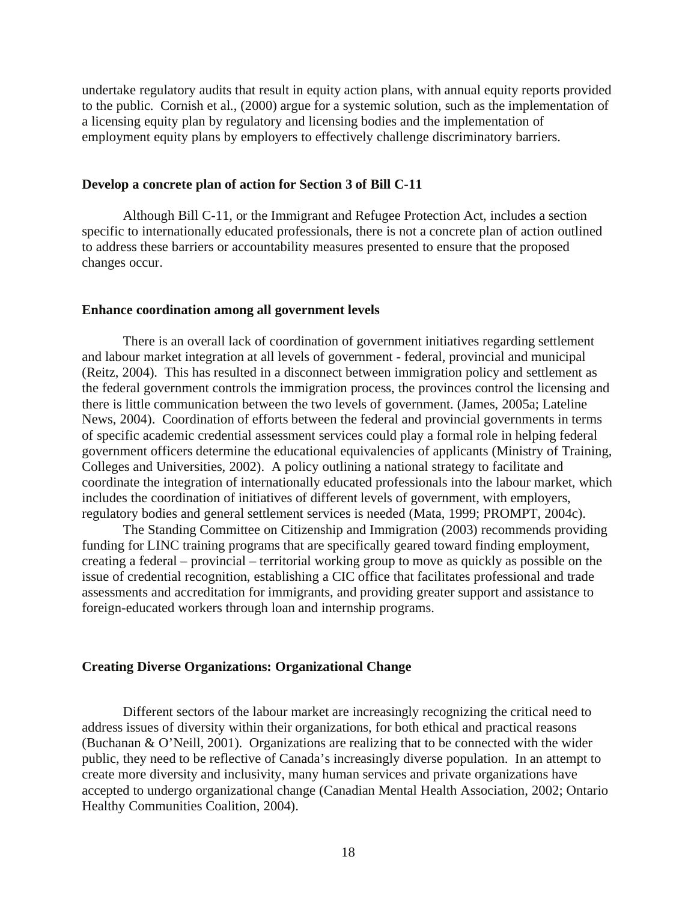undertake regulatory audits that result in equity action plans, with annual equity reports provided to the public. Cornish et al., (2000) argue for a systemic solution, such as the implementation of a licensing equity plan by regulatory and licensing bodies and the implementation of employment equity plans by employers to effectively challenge discriminatory barriers.

### Develop a concrete plan of action for Section 3 of Bill C-11

Although Bill C-11, or the Immigrant and Refugee Protection Act, includes a section specific to internationally educated professionals, there is not a concrete plan of action outlined to address these barriers or accountability measures presented to ensure that the proposed changes occur.

### Enhance coordination among all government levels

There is an overall lack of coordination of government initiatives regarding settlement and labour market integration at all levels of government - federal, provincial and municipal (Reitz, 2004). This has resulted in a disconnect between immigration policy and settlement as the federal government controls the immigration process, the provinces control the licensing and there is little communication between the two levels of government. (James, 2005a; Lateline News, 2004). Coordination of efforts between the federal and provincial governments in terms of specific academic credential assessment services could play a formal role in helping federal government officers determine the educational equivalencies of applicants (Ministry of Training, Colleges and Universities, 2002). A policy outlining a national strategy to facilitate and coordinate the integration of internationally educated professionals into the labour market, which includes the coordination of initiatives of different levels of government, with employers, regulatory bodies and general settlement services is needed (Mata, 1999; PROMPT, 2004c).

The Standing Committee on Citizenship and Immigration (2003) recommends providing funding for LINC training programs that are specifically geared toward finding employment, creating a federal – provincial – territorial working group to move as quickly as possible on the issue of credential recognition, establishing a CIC office that facilitates professional and trade assessments and accreditation for immigrants, and providing greater support and assistance to foreign-educated workers through loan and internship programs.

## Creating Diverse Organizations: Organizational Change

Different sectors of the labour market are increasingly recognizing the critical need to address issues of diversity within their organizations, for both ethical and practical reasons (Buchanan & O'Neill, 2001). Organizations are realizing that to be connected with the wider public, they need to be reflective of Canada's increasingly diverse population. In an attempt to create more diversity and inclusivity, many human services and private organizations have accepted to undergo organizational change (Canadian Mental Health Association, 2002; Ontario Healthy Communities Coalition, 2004).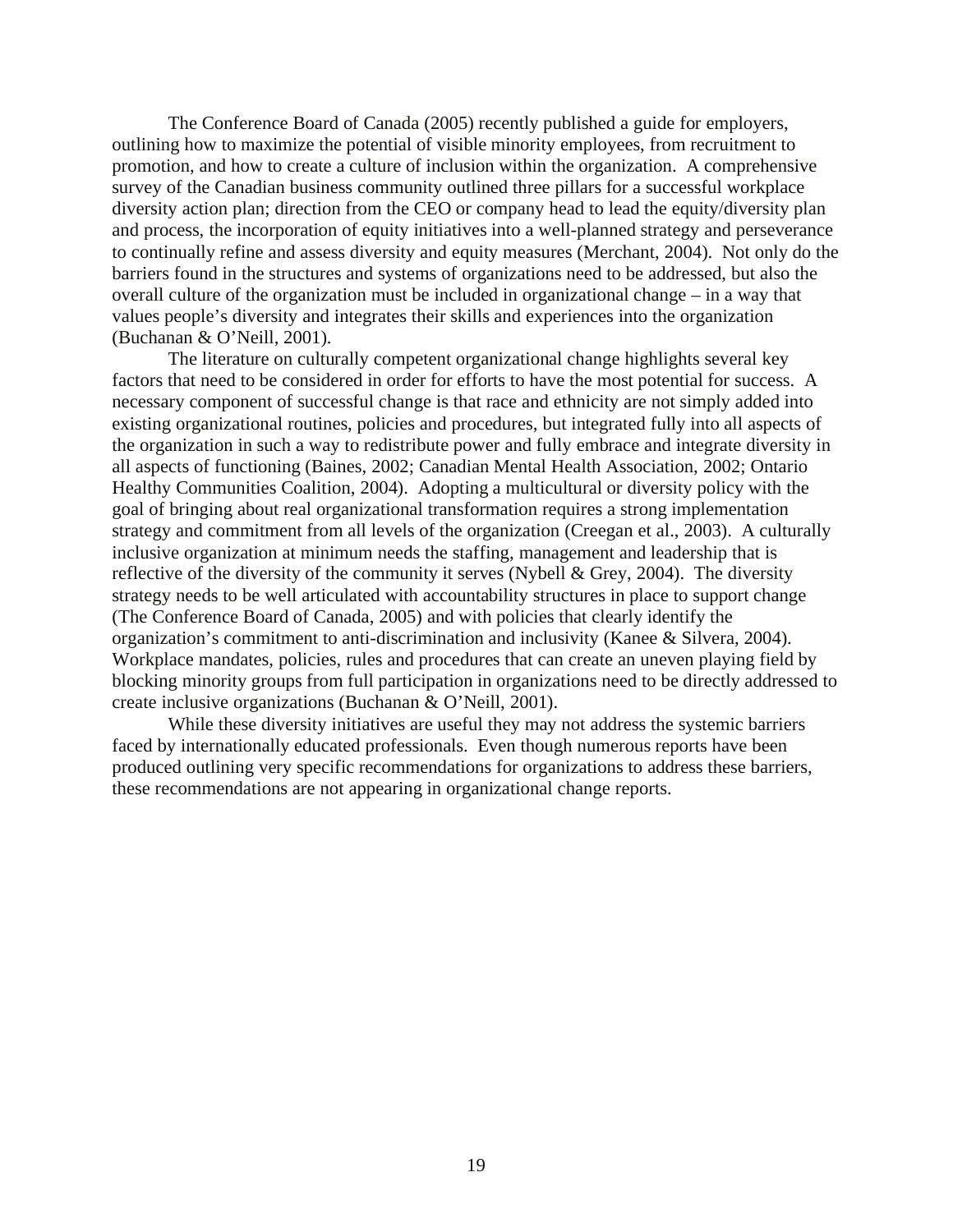The Conference Board of Canada (2005) recently published a guide for employers, outlining how to maximize the potential of visible minority employees, from recruitment to promotion, and how to create a culture of inclusion within the organization. A comprehensive survey of the Canadian business community outlined three pillars for a successful workplace diversity action plan; direction from the CEO or company head to lead the equity/diversity plan and process, the incorporation of equity initiatives into a well-planned strategy and perseverance to continually refine and assess diversity and equity measures (Merchant, 2004). Not only do the barriers found in the structures and systems of organizations need to be addressed, but also the overall culture of the organization must be included in organizational change – in a way that values people's diversity and integrates their skills and experiences into the organization (Buchanan & O'Neill, 2001).

The literature on culturally competent organizational change highlights several key factors that need to be considered in order for efforts to have the most potential for success. A necessary component of successful change is that race and ethnicity are not simply added into existing organizational routines, policies and procedures, but integrated fully into all aspects of the organization in such a way to redistribute power and fully embrace and integrate diversity in all aspects of functioning (Baines, 2002; Canadian Mental Health Association, 2002; Ontario Healthy Communities Coalition, 2004). Adopting a multicultural or diversity policy with the goal of bringing about real organizational transformation requires a strong implementation strategy and commitment from all levels of the organization (Creegan et al., 2003). A culturally inclusive organization at minimum needs the staffing, management and leadership that is reflective of the diversity of the community it serves (Nybell & Grey, 2004). The diversity strategy needs to be well articulated with accountability structures in place to support change (The Conference Board of Canada, 2005) and with policies that clearly identify the organization's commitment to anti-discrimination and inclusivity (Kanee & Silvera, 2004). Workplace mandates, policies, rules and procedures that can create an uneven playing field by blocking minority groups from full participation in organizations need to be directly addressed to create inclusive organizations (Buchanan & O'Neill, 2001).

While these diversity initiatives are useful they may not address the systemic barriers faced by internationally educated professionals. Even though numerous reports have been produced outlining very specific recommendations for organizations to address these barriers, these recommendations are not appearing in organizational change reports.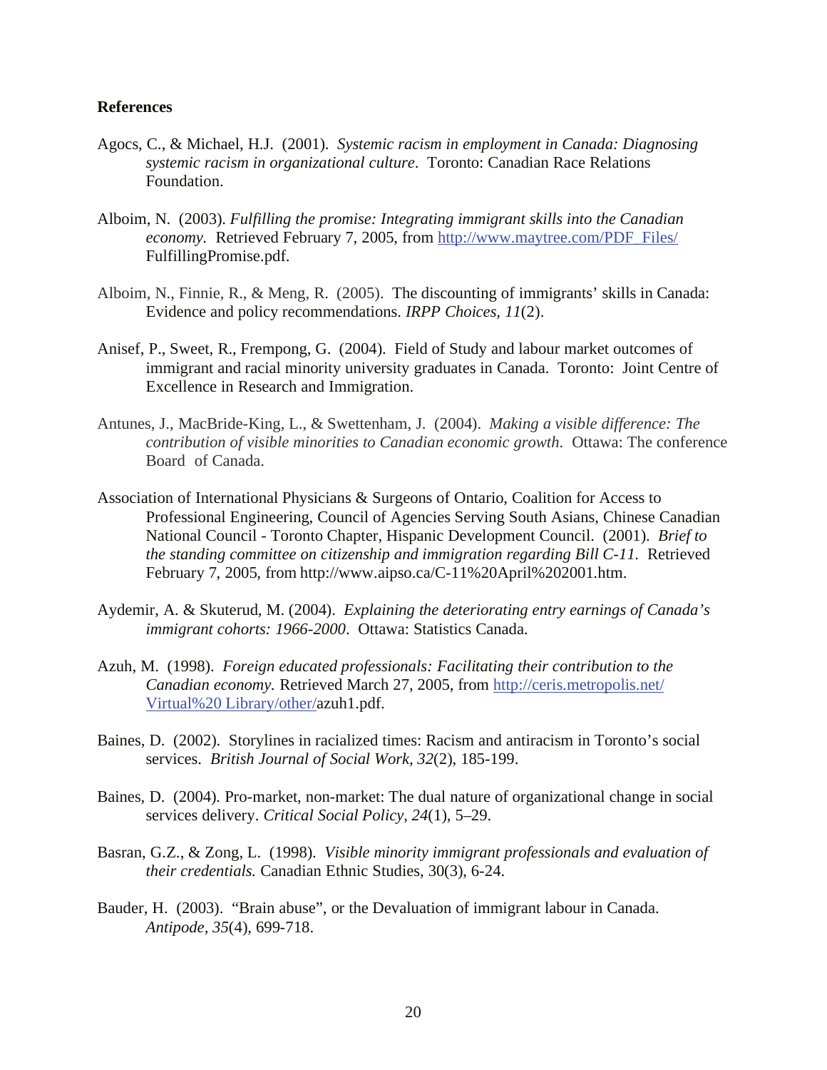**References**

Agocs, C., & Michael, H.J. (2001). *Systemic racism in employment in Canada: Diagnosing systemic racism in organizational culture*. Toronto: Canadian Race Relations Foundation.

Alboim, N. (2003). *Fulfilling the promise: Integrating immigrant skills into the Canadian economy.* Retrieved February 7, 2005, from http://www.maytree.com/PDF_Files/FulfillingPromise.pdf.

Alboim, N., Finnie, R., & Meng, R. (2005). The discounting of immigrants' skills in Canada: Evidence and policy recommendations. *IRPP Choices, 11*(2).

Anisef, P., Sweet, R., Frempong, G. (2004). Field of Study and labour market outcomes of immigrant and racial minority university graduates in Canada. Toronto: Joint Centre of Excellence in Research and Immigration.

Antunes, J., MacBride-King, L., & Swettenham, J. (2004). *Making a visible difference: The contribution of visible minorities to Canadian economic growth.* Ottawa: The conference Board of Canada.

Association of International Physicians & Surgeons of Ontario, Coalition for Access to Professional Engineering, Council of Agencies Serving South Asians, Chinese Canadian National Council - Toronto Chapter, Hispanic Development Council. (2001). *Brief to the standing committee on citizenship and immigration regarding Bill C-11.* Retrieved February 7, 2005, from http://www.aipso.ca/C-11%20April%202001.htm.

Aydemir, A. & Skuterud, M. (2004). *Explaining the deteriorating entry earnings of Canada's immigrant cohorts: 1966-2000*. Ottawa: Statistics Canada.

Azuh, M. (1998). *Foreign educated professionals: Facilitating their contribution to the Canadian economy.* Retrieved March 27, 2005, from http://ceris.metropolis.net/Virtual%20 Library/other/azuh1.pdf.

Baines, D. (2002). Storylines in racialized times: Racism and antiracism in Toronto's social services. *British Journal of Social Work, 32*(2), 185-199.

Baines, D. (2004). Pro-market, non-market: The dual nature of organizational change in social services delivery. *Critical Social Policy, 24*(1), 5–29.

Basran, G.Z., & Zong, L. (1998). *Visible minority immigrant professionals and evaluation of their credentials.* Canadian Ethnic Studies, 30(3), 6-24.

Bauder, H. (2003). "Brain abuse", or the Devaluation of immigrant labour in Canada. *Antipode, 35*(4), 699-718.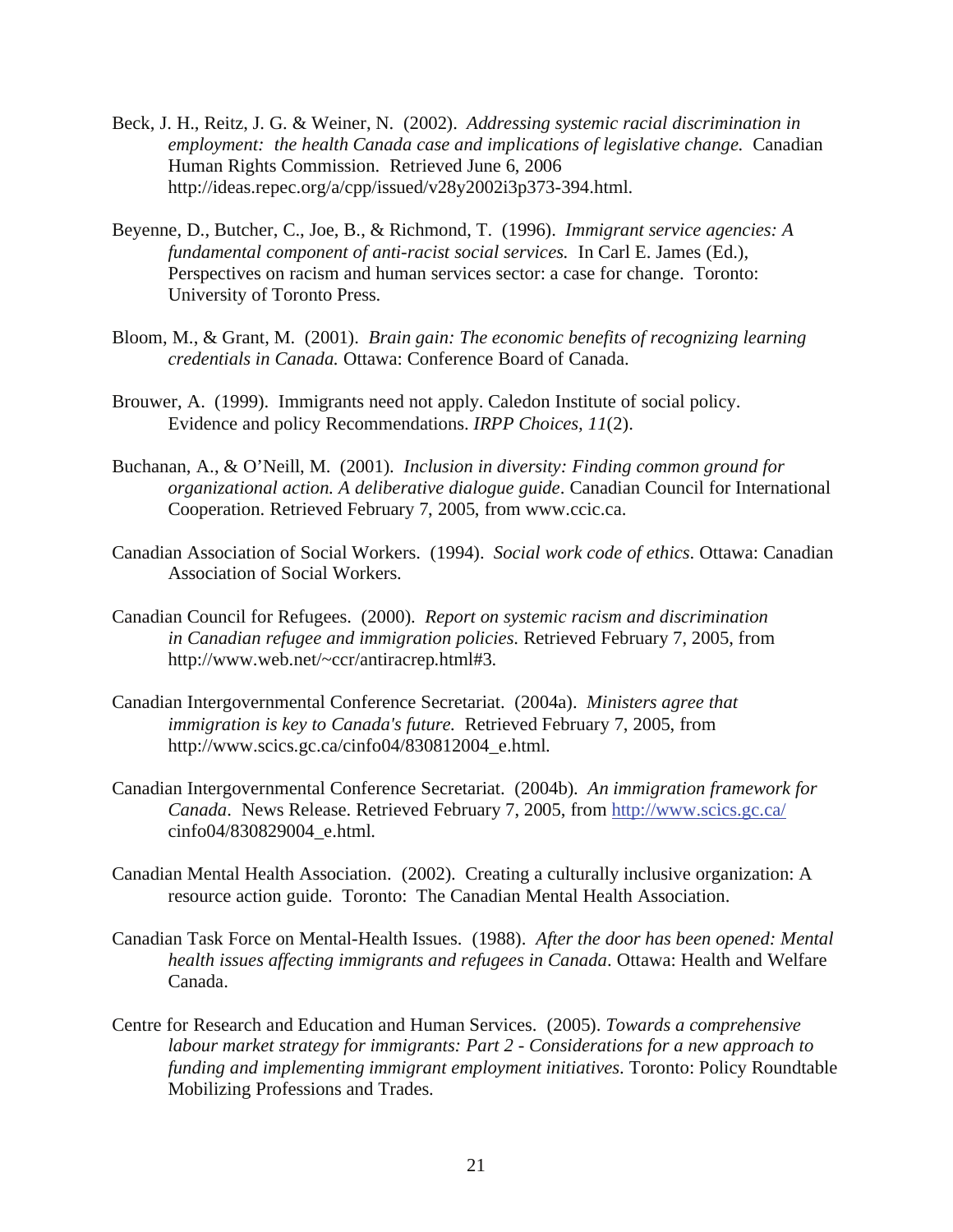Beck, J. H., Reitz, J. G. & Weiner, N. (2002). *Addressing systemic racial discrimination in employment: the health Canada case and implications of legislative change.* Canadian Human Rights Commission. Retrieved June 6, 2006 http://ideas.repec.org/a/cpp/issued/v28y2002i3p373-394.html.

Beyenne, D., Butcher, C., Joe, B., & Richmond, T. (1996). *Immigrant service agencies: A fundamental component of anti-racist social services.* In Carl E. James (Ed.), Perspectives on racism and human services sector: a case for change. Toronto: University of Toronto Press.

Bloom, M., & Grant, M. (2001). *Brain gain: The economic benefits of recognizing learning credentials in Canada.* Ottawa: Conference Board of Canada.

Brouwer, A. (1999). Immigrants need not apply. Caledon Institute of social policy. Evidence and policy Recommendations. *IRPP Choices, 11*(2).

Buchanan, A., & O'Neill, M. (2001). *Inclusion in diversity: Finding common ground for organizational action. A deliberative dialogue guide*. Canadian Council for International Cooperation. Retrieved February 7, 2005, from www.ccic.ca.

Canadian Association of Social Workers. (1994). *Social work code of ethics*. Ottawa: Canadian Association of Social Workers.

Canadian Council for Refugees. (2000). *Report on systemic racism and discrimination in Canadian refugee and immigration policies*. Retrieved February 7, 2005, from http://www.web.net/~ccr/antiracrep.html#3.

Canadian Intergovernmental Conference Secretariat. (2004a). *Ministers agree that immigration is key to Canada's future.* Retrieved February 7, 2005, from http://www.scics.gc.ca/cinfo04/830812004_e.html.

Canadian Intergovernmental Conference Secretariat. (2004b). *An immigration framework for Canada*. News Release. Retrieved February 7, 2005, from http://www.scics.gc.ca/ cinfo04/830829004_e.html.

Canadian Mental Health Association. (2002). Creating a culturally inclusive organization: A resource action guide. Toronto: The Canadian Mental Health Association.

Canadian Task Force on Mental-Health Issues. (1988). *After the door has been opened: Mental health issues affecting immigrants and refugees in Canada*. Ottawa: Health and Welfare Canada.

Centre for Research and Education and Human Services. (2005). *Towards a comprehensive labour market strategy for immigrants: Part 2 - Considerations for a new approach to funding and implementing immigrant employment initiatives*. Toronto: Policy Roundtable Mobilizing Professions and Trades.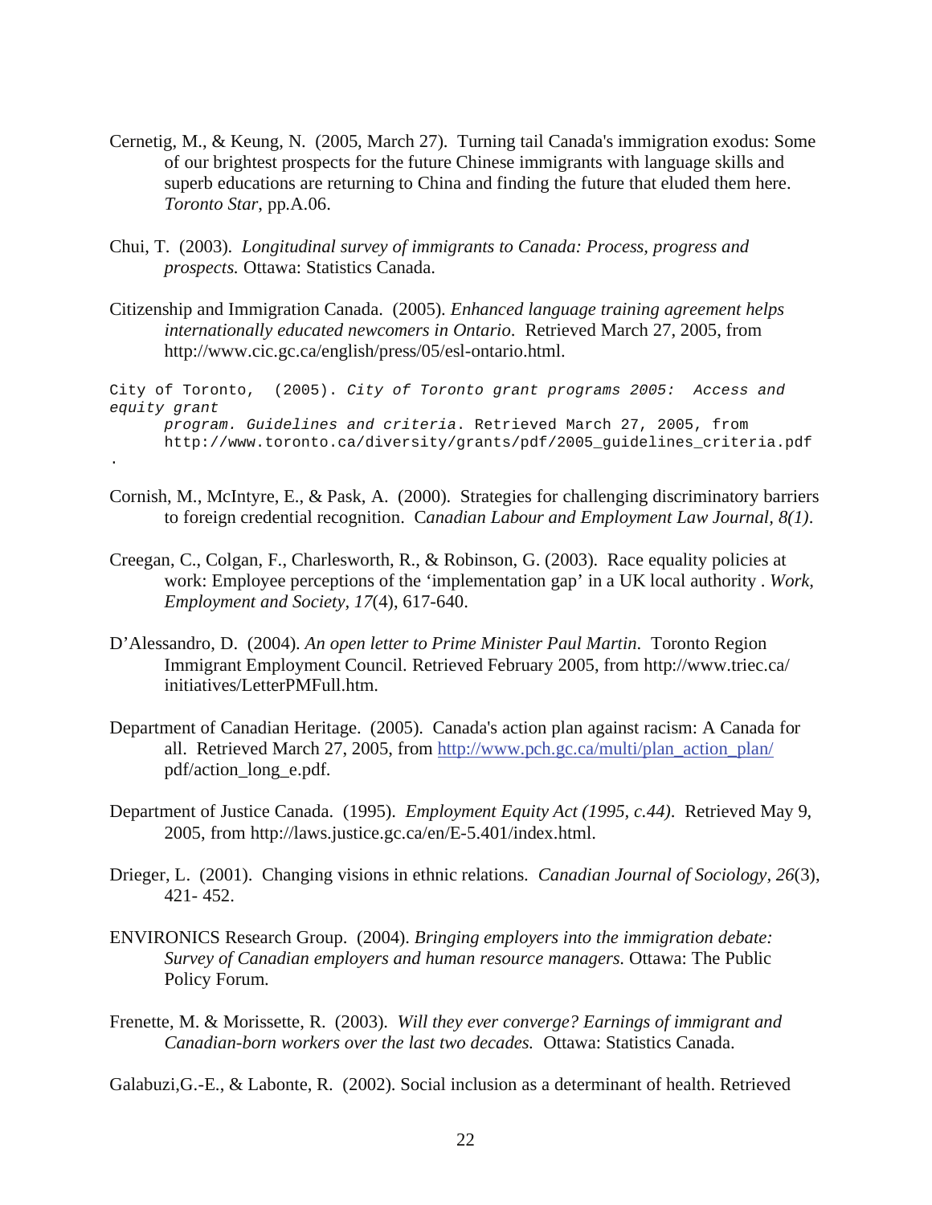Cernetig, M., & Keung, N. (2005, March 27). Turning tail Canada's immigration exodus: Some of our brightest prospects for the future Chinese immigrants with language skills and superb educations are returning to China and finding the future that eluded them here. *Toronto Star*, pp.A.06.

Chui, T. (2003). *Longitudinal survey of immigrants to Canada: Process, progress and prospects.* Ottawa: Statistics Canada.

Citizenship and Immigration Canada. (2005). *Enhanced language training agreement helps internationally educated newcomers in Ontario*. Retrieved March 27, 2005, from http://www.cic.gc.ca/english/press/05/esl-ontario.html.

City of Toronto, (2005). *City of Toronto grant programs 2005: Access and equity grant program. Guidelines and criteria*. Retrieved March 27, 2005, from http://www.toronto.ca/diversity/grants/pdf/2005_guidelines_criteria.pdf.

Cornish, M., McIntyre, E., & Pask, A. (2000). Strategies for challenging discriminatory barriers to foreign credential recognition. C*anadian Labour and Employment Law Journal*, *8(1)*.

Creegan, C., Colgan, F., Charlesworth, R., & Robinson, G. (2003). Race equality policies at work: Employee perceptions of the 'implementation gap' in a UK local authority . *Work, Employment and Society*, *17*(4), 617-640.

D'Alessandro, D. (2004). *An open letter to Prime Minister Paul Martin*. Toronto Region Immigrant Employment Council. Retrieved February 2005, from http://www.triec.ca/ initiatives/LetterPMFull.htm.

Department of Canadian Heritage. (2005). Canada's action plan against racism: A Canada for all. Retrieved March 27, 2005, from http://www.pch.gc.ca/multi/plan_action_plan/ pdf/action_long_e.pdf.

Department of Justice Canada. (1995). *Employment Equity Act (1995, c.44)*. Retrieved May 9, 2005, from http://laws.justice.gc.ca/en/E-5.401/index.html.

Drieger, L. (2001). Changing visions in ethnic relations. *Canadian Journal of Sociology, 26*(3), 421- 452.

ENVIRONICS Research Group. (2004). *Bringing employers into the immigration debate: Survey of Canadian employers and human resource managers.* Ottawa: The Public Policy Forum.

Frenette, M. & Morissette, R. (2003). *Will they ever converge? Earnings of immigrant and Canadian-born workers over the last two decades.* Ottawa: Statistics Canada.

Galabuzi,G.-E., & Labonte, R. (2002). Social inclusion as a determinant of health. Retrieved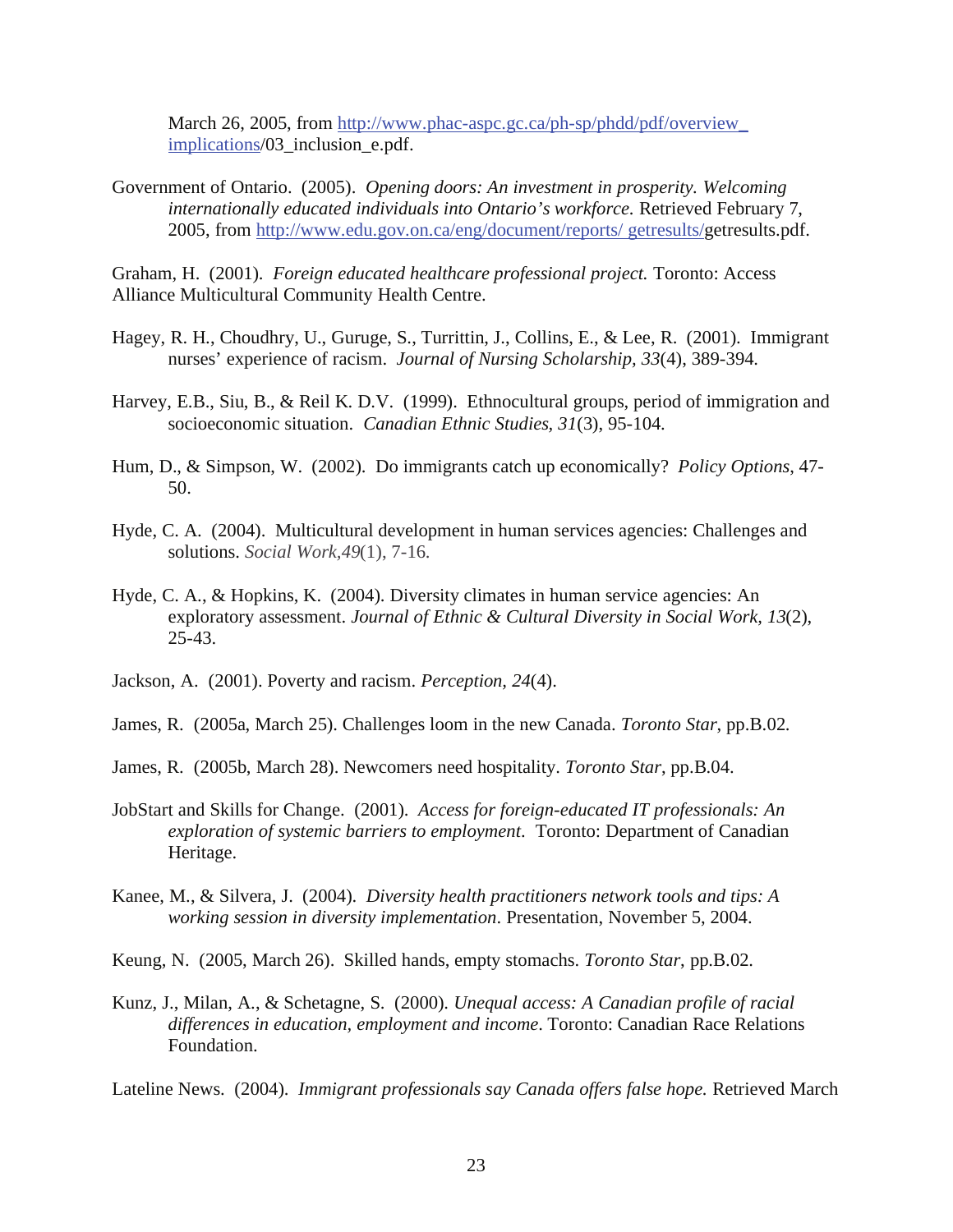March 26, 2005, from http://www.phac-aspc.gc.ca/ph-sp/phdd/pdf/overview_implications/03_inclusion_e.pdf.

Government of Ontario. (2005). *Opening doors: An investment in prosperity. Welcoming internationally educated individuals into Ontario's workforce.* Retrieved February 7, 2005, from http://www.edu.gov.on.ca/eng/document/reports/ getresults/getresults.pdf.

Graham, H. (2001). *Foreign educated healthcare professional project.* Toronto: Access Alliance Multicultural Community Health Centre.

Hagey, R. H., Choudhry, U., Guruge, S., Turrittin, J., Collins, E., & Lee, R. (2001). Immigrant nurses' experience of racism. *Journal of Nursing Scholarship, 33*(4), 389-394.

Harvey, E.B., Siu, B., & Reil K. D.V. (1999). Ethnocultural groups, period of immigration and socioeconomic situation. *Canadian Ethnic Studies, 31*(3), 95-104.

Hum, D., & Simpson, W. (2002). Do immigrants catch up economically? *Policy Options*, 47-50.

Hyde, C. A. (2004). Multicultural development in human services agencies: Challenges and solutions. *Social Work,49*(1), 7-16.

Hyde, C. A., & Hopkins, K. (2004). Diversity climates in human service agencies: An exploratory assessment. *Journal of Ethnic & Cultural Diversity in Social Work, 13*(2), 25-43.

Jackson, A. (2001). Poverty and racism. *Perception, 24*(4).

James, R. (2005a, March 25). Challenges loom in the new Canada. *Toronto Star*, pp.B.02.

James, R. (2005b, March 28). Newcomers need hospitality. *Toronto Star*, pp.B.04.

JobStart and Skills for Change. (2001). *Access for foreign-educated IT professionals: An exploration of systemic barriers to employment*. Toronto: Department of Canadian Heritage.

Kanee, M., & Silvera, J. (2004). *Diversity health practitioners network tools and tips: A working session in diversity implementation*. Presentation, November 5, 2004.

Keung, N. (2005, March 26). Skilled hands, empty stomachs. *Toronto Star*, pp.B.02.

Kunz, J., Milan, A., & Schetagne, S. (2000). *Unequal access: A Canadian profile of racial differences in education, employment and income*. Toronto: Canadian Race Relations Foundation.

Lateline News. (2004). *Immigrant professionals say Canada offers false hope.* Retrieved March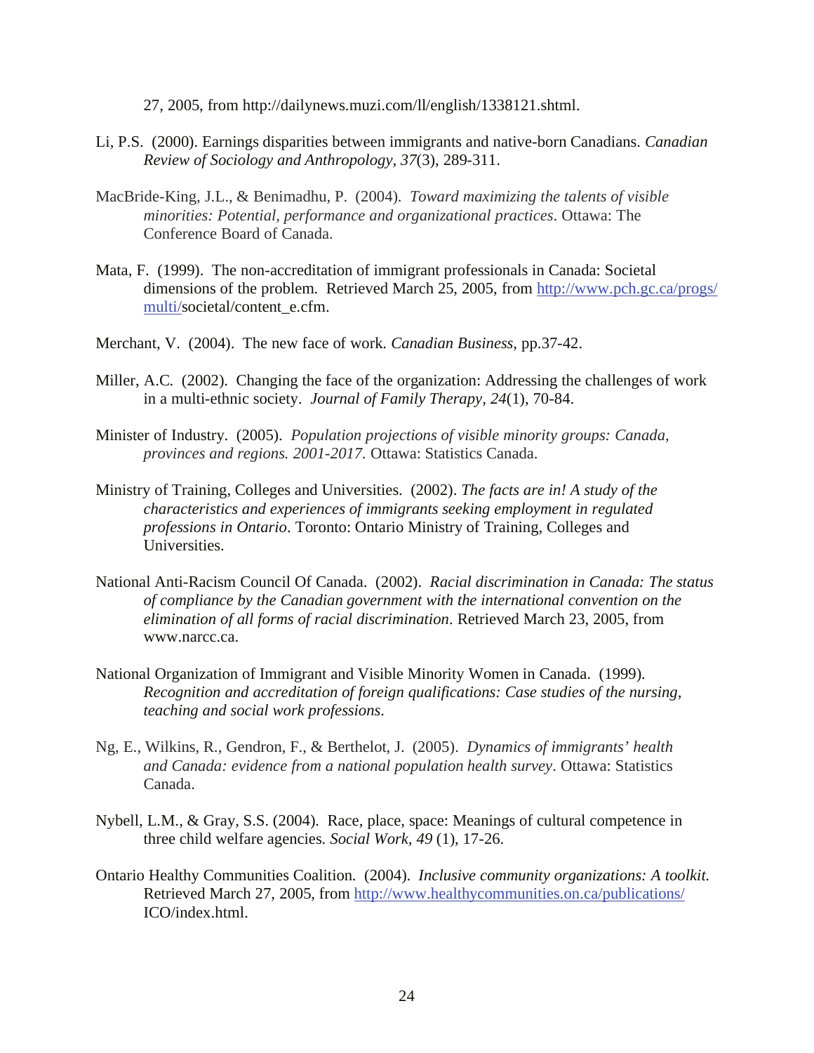27, 2005, from http://dailynews.muzi.com/ll/english/1338121.shtml.

Li, P.S. (2000). Earnings disparities between immigrants and native-born Canadians. *Canadian Review of Sociology and Anthropology, 37*(3), 289-311.

MacBride-King, J.L., & Benimadhu, P. (2004). *Toward maximizing the talents of visible minorities: Potential, performance and organizational practices*. Ottawa: The Conference Board of Canada.

Mata, F. (1999). The non-accreditation of immigrant professionals in Canada: Societal dimensions of the problem. Retrieved March 25, 2005, from http://www.pch.gc.ca/progs/multi/societal/content_e.cfm.

Merchant, V. (2004). The new face of work. *Canadian Business,* pp.37-42.

Miller, A.C. (2002). Changing the face of the organization: Addressing the challenges of work in a multi-ethnic society. *Journal of Family Therapy, 24*(1), 70-84.

Minister of Industry. (2005). *Population projections of visible minority groups: Canada, provinces and regions. 2001-2017.* Ottawa: Statistics Canada.

Ministry of Training, Colleges and Universities. (2002). *The facts are in! A study of the characteristics and experiences of immigrants seeking employment in regulated professions in Ontario*. Toronto: Ontario Ministry of Training, Colleges and Universities.

National Anti-Racism Council Of Canada. (2002). *Racial discrimination in Canada: The status of compliance by the Canadian government with the international convention on the elimination of all forms of racial discrimination*. Retrieved March 23, 2005, from www.narcc.ca.

National Organization of Immigrant and Visible Minority Women in Canada. (1999). *Recognition and accreditation of foreign qualifications: Case studies of the nursing, teaching and social work professions*.

Ng, E., Wilkins, R., Gendron, F., & Berthelot, J. (2005). *Dynamics of immigrants' health and Canada: evidence from a national population health survey*. Ottawa: Statistics Canada.

Nybell, L.M., & Gray, S.S. (2004). Race, place, space: Meanings of cultural competence in three child welfare agencies. *Social Work, 49* (1), 17-26.

Ontario Healthy Communities Coalition. (2004). *Inclusive community organizations: A toolkit.* Retrieved March 27, 2005, from http://www.healthycommunities.on.ca/publications/ICO/index.html.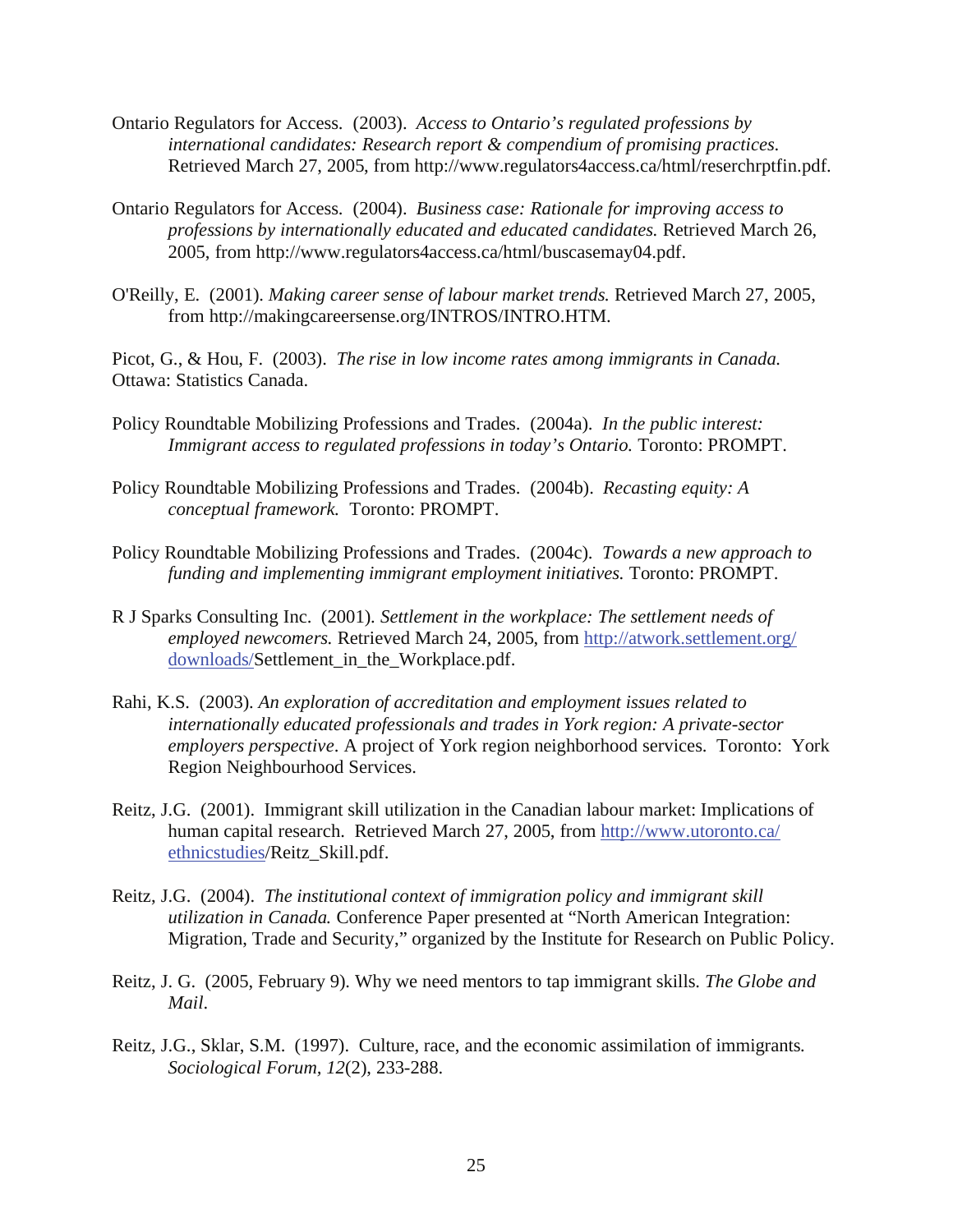Ontario Regulators for Access. (2003). *Access to Ontario's regulated professions by international candidates: Research report & compendium of promising practices.* Retrieved March 27, 2005, from http://www.regulators4access.ca/html/reserchrptfin.pdf.

Ontario Regulators for Access. (2004). *Business case: Rationale for improving access to professions by internationally educated and educated candidates.* Retrieved March 26, 2005, from http://www.regulators4access.ca/html/buscasemay04.pdf.

O'Reilly, E. (2001). *Making career sense of labour market trends.* Retrieved March 27, 2005, from http://makingcareersense.org/INTROS/INTRO.HTM.

Picot, G., & Hou, F. (2003). *The rise in low income rates among immigrants in Canada.* Ottawa: Statistics Canada.

Policy Roundtable Mobilizing Professions and Trades. (2004a). *In the public interest: Immigrant access to regulated professions in today's Ontario.* Toronto: PROMPT.

Policy Roundtable Mobilizing Professions and Trades. (2004b). *Recasting equity: A conceptual framework.* Toronto: PROMPT.

Policy Roundtable Mobilizing Professions and Trades. (2004c). *Towards a new approach to funding and implementing immigrant employment initiatives.* Toronto: PROMPT.

R J Sparks Consulting Inc. (2001). *Settlement in the workplace: The settlement needs of employed newcomers.* Retrieved March 24, 2005, from http://atwork.settlement.org/downloads/Settlement_in_the_Workplace.pdf.

Rahi, K.S. (2003). *An exploration of accreditation and employment issues related to internationally educated professionals and trades in York region: A private-sector employers perspective*. A project of York region neighborhood services. Toronto: York Region Neighbourhood Services.

Reitz, J.G. (2001). Immigrant skill utilization in the Canadian labour market: Implications of human capital research. Retrieved March 27, 2005, from http://www.utoronto.ca/ethnicstudies/Reitz_Skill.pdf.

Reitz, J.G. (2004). *The institutional context of immigration policy and immigrant skill utilization in Canada.* Conference Paper presented at "North American Integration: Migration, Trade and Security," organized by the Institute for Research on Public Policy.

Reitz, J. G. (2005, February 9). Why we need mentors to tap immigrant skills. *The Globe and Mail*.

Reitz, J.G., Sklar, S.M. (1997). Culture, race, and the economic assimilation of immigrants. *Sociological Forum, 12*(2), 233-288.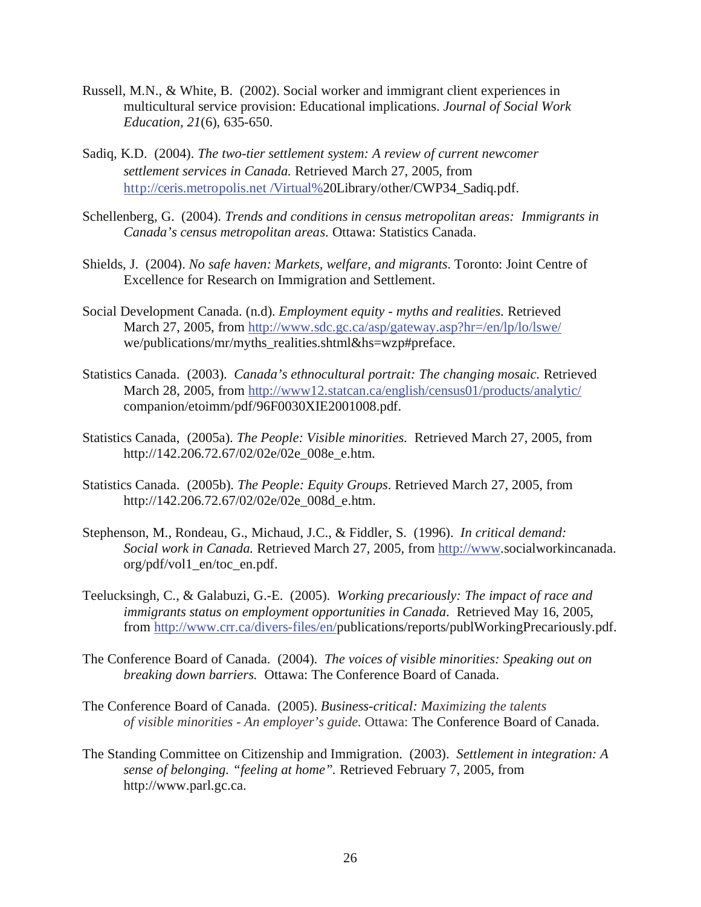Russell, M.N., & White, B. (2002). Social worker and immigrant client experiences in multicultural service provision: Educational implications. *Journal of Social Work Education, 21*(6), 635-650.

Sadiq, K.D. (2004). *The two-tier settlement system: A review of current newcomer settlement services in Canada.* Retrieved March 27, 2005, from http://ceris.metropolis.net /Virtual%20Library/other/CWP34_Sadiq.pdf.

Schellenberg, G. (2004). *Trends and conditions in census metropolitan areas: Immigrants in Canada's census metropolitan areas*. Ottawa: Statistics Canada.

Shields, J. (2004). *No safe haven: Markets, welfare, and migrants*. Toronto: Joint Centre of Excellence for Research on Immigration and Settlement.

Social Development Canada. (n.d). *Employment equity - myths and realities*. Retrieved March 27, 2005, from http://www.sdc.gc.ca/asp/gateway.asp?hr=/en/lp/lo/lswe/we/publications/mr/myths_realities.shtml&hs=wzp#preface.

Statistics Canada. (2003). *Canada's ethnocultural portrait: The changing mosaic.* Retrieved March 28, 2005, from http://www12.statcan.ca/english/census01/products/analytic/companion/etoimm/pdf/96F0030XIE2001008.pdf.

Statistics Canada, (2005a). *The People: Visible minorities.* Retrieved March 27, 2005, from http://142.206.72.67/02/02e/02e_008e_e.htm.

Statistics Canada. (2005b). *The People: Equity Groups*. Retrieved March 27, 2005, from http://142.206.72.67/02/02e/02e_008d_e.htm.

Stephenson, M., Rondeau, G., Michaud, J.C., & Fiddler, S. (1996). *In critical demand: Social work in Canada.* Retrieved March 27, 2005, from http://www.socialworkincanada.org/pdf/vol1_en/toc_en.pdf.

Teelucksingh, C., & Galabuzi, G.-E. (2005). *Working precariously: The impact of race and immigrants status on employment opportunities in Canada*. Retrieved May 16, 2005, from http://www.crr.ca/divers-files/en/publications/reports/publWorkingPrecariously.pdf.

The Conference Board of Canada. (2004). *The voices of visible minorities: Speaking out on breaking down barriers.* Ottawa: The Conference Board of Canada.

The Conference Board of Canada. (2005). *Business-critical: Maximizing the talents of visible minorities - An employer's guide.* Ottawa: The Conference Board of Canada.

The Standing Committee on Citizenship and Immigration. (2003). *Settlement in integration: A sense of belonging. "feeling at home".* Retrieved February 7, 2005, from http://www.parl.gc.ca.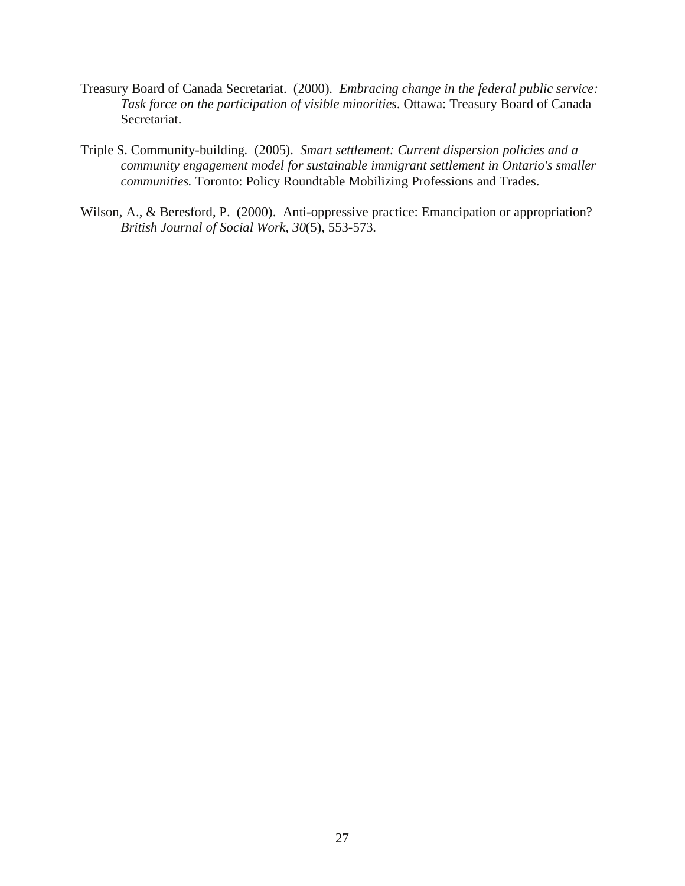Treasury Board of Canada Secretariat. (2000). *Embracing change in the federal public service: Task force on the participation of visible minorities*. Ottawa: Treasury Board of Canada Secretariat.

Triple S. Community-building. (2005). *Smart settlement: Current dispersion policies and a community engagement model for sustainable immigrant settlement in Ontario's smaller communities.* Toronto: Policy Roundtable Mobilizing Professions and Trades.

Wilson, A., & Beresford, P. (2000). Anti-oppressive practice: Emancipation or appropriation? *British Journal of Social Work, 30*(5), 553-573.